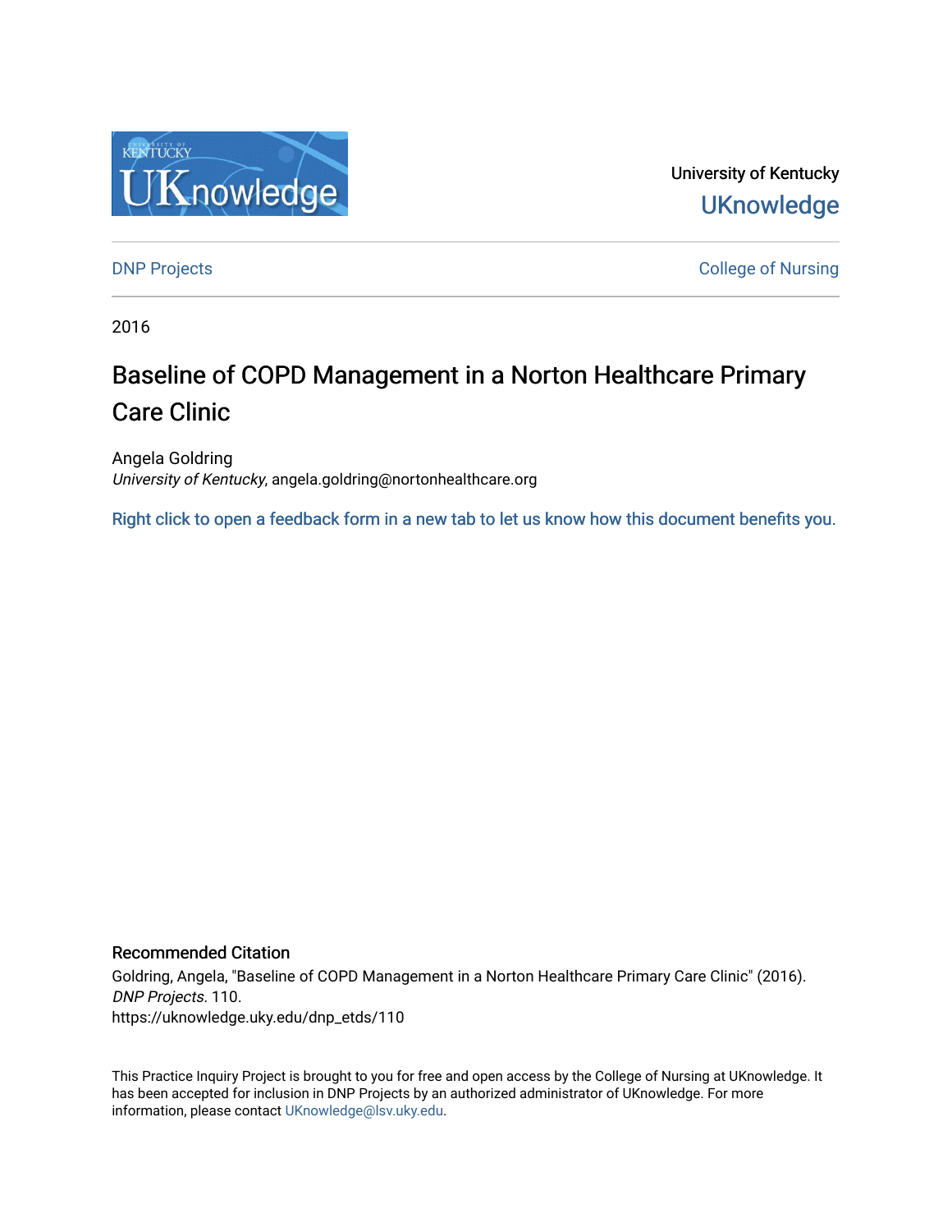University of Kentucky

UKnowledge

DNP Projects

College of Nursing

2016

# Baseline of COPD Management in a Norton Healthcare Primary Care Clinic

Angela Goldring
*University of Kentucky*, angela.goldring@nortonhealthcare.org

Right click to open a feedback form in a new tab to let us know how this document benefits you.

## Recommended Citation

Goldring, Angela, "Baseline of COPD Management in a Norton Healthcare Primary Care Clinic" (2016). *DNP Projects*. 110.
https://uknowledge.uky.edu/dnp_etds/110

This Practice Inquiry Project is brought to you for free and open access by the College of Nursing at UKnowledge. It has been accepted for inclusion in DNP Projects by an authorized administrator of UKnowledge. For more information, please contact UKnowledge@lsv.uky.edu.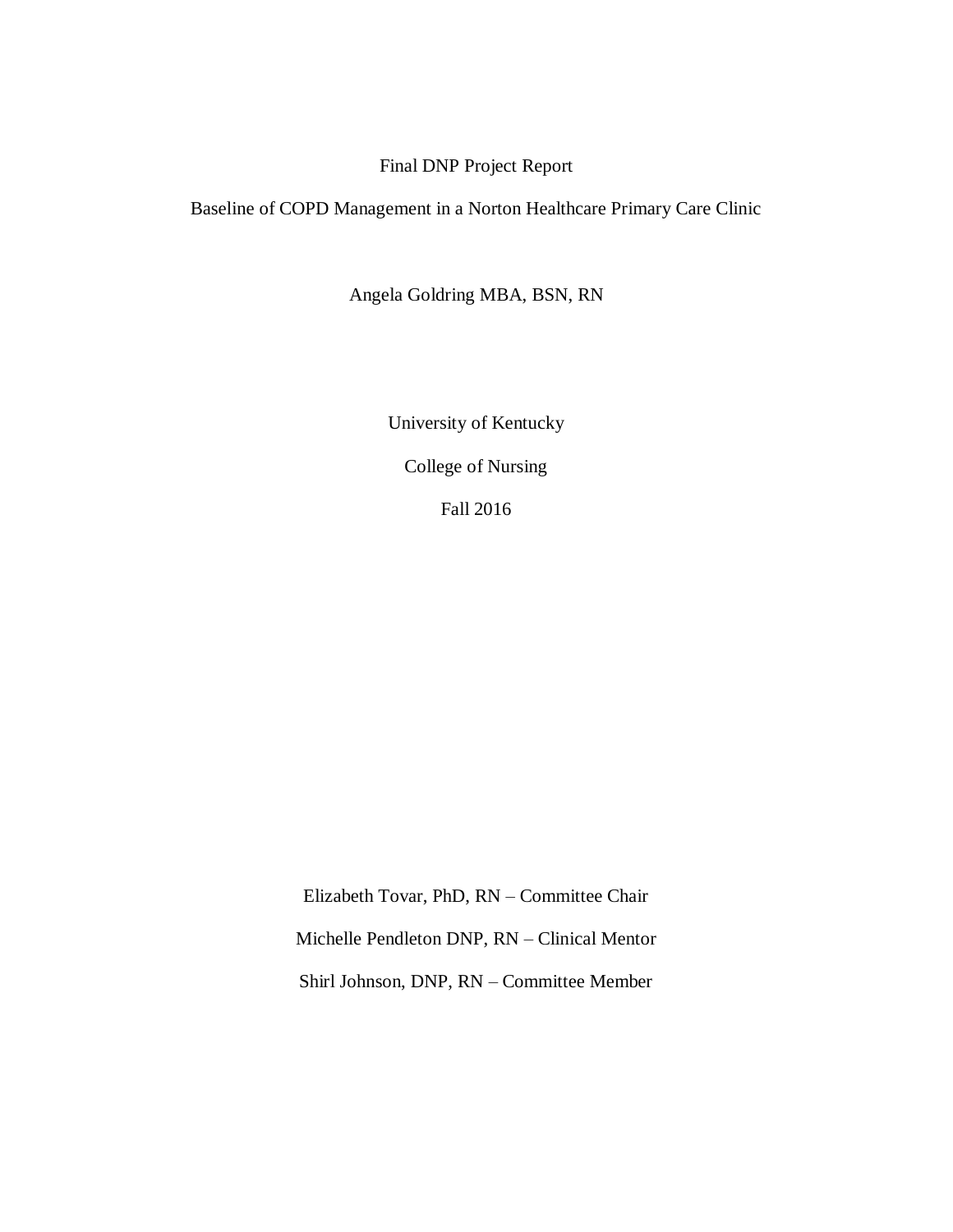Final DNP Project Report

Baseline of COPD Management in a Norton Healthcare Primary Care Clinic

Angela Goldring MBA, BSN, RN

University of Kentucky

College of Nursing

Fall 2016

Elizabeth Tovar, PhD, RN – Committee Chair

Michelle Pendleton DNP, RN – Clinical Mentor

Shirl Johnson, DNP, RN – Committee Member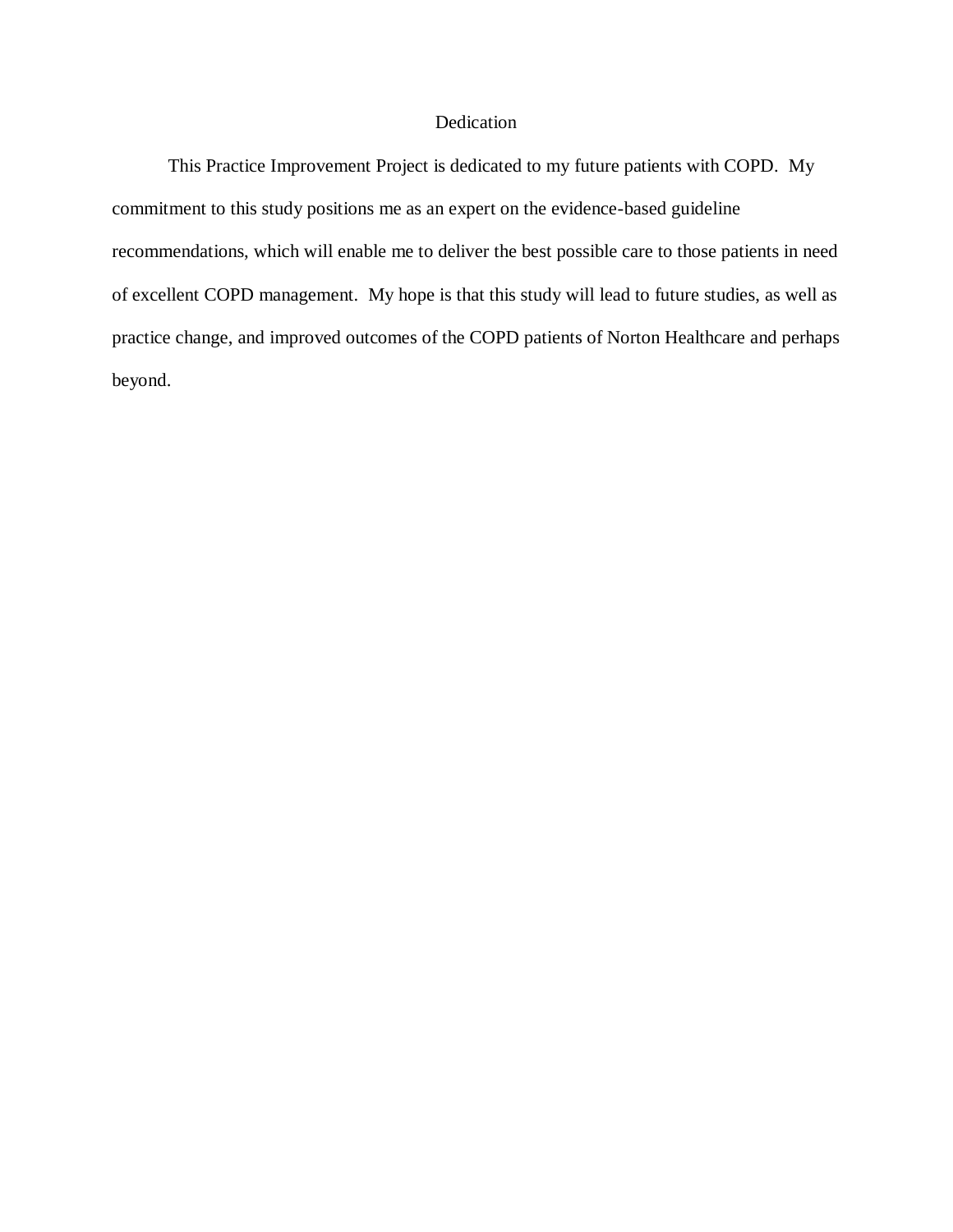# Dedication

This Practice Improvement Project is dedicated to my future patients with COPD. My commitment to this study positions me as an expert on the evidence-based guideline recommendations, which will enable me to deliver the best possible care to those patients in need of excellent COPD management. My hope is that this study will lead to future studies, as well as practice change, and improved outcomes of the COPD patients of Norton Healthcare and perhaps beyond.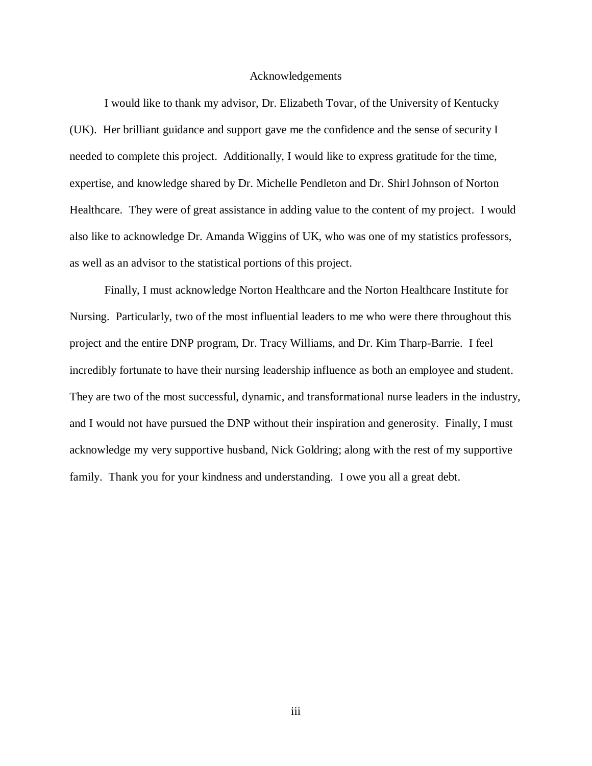## Acknowledgements

I would like to thank my advisor, Dr. Elizabeth Tovar, of the University of Kentucky (UK). Her brilliant guidance and support gave me the confidence and the sense of security I needed to complete this project. Additionally, I would like to express gratitude for the time, expertise, and knowledge shared by Dr. Michelle Pendleton and Dr. Shirl Johnson of Norton Healthcare. They were of great assistance in adding value to the content of my project. I would also like to acknowledge Dr. Amanda Wiggins of UK, who was one of my statistics professors, as well as an advisor to the statistical portions of this project.

Finally, I must acknowledge Norton Healthcare and the Norton Healthcare Institute for Nursing. Particularly, two of the most influential leaders to me who were there throughout this project and the entire DNP program, Dr. Tracy Williams, and Dr. Kim Tharp-Barrie. I feel incredibly fortunate to have their nursing leadership influence as both an employee and student. They are two of the most successful, dynamic, and transformational nurse leaders in the industry, and I would not have pursued the DNP without their inspiration and generosity. Finally, I must acknowledge my very supportive husband, Nick Goldring; along with the rest of my supportive family. Thank you for your kindness and understanding. I owe you all a great debt.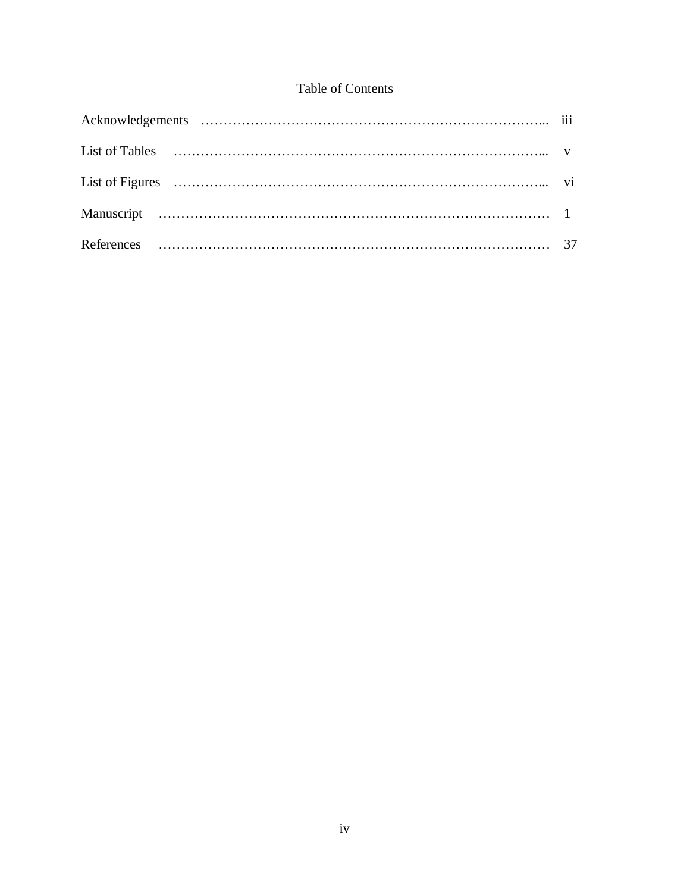# Table of Contents

Acknowledgements …………………………………………………………………... iii

List of Tables ……………………………………………………………………... v

List of Figures ……………………………………………………………………... vi

Manuscript ………………………………………………………………………… 1

References ………………………………………………………………………… 37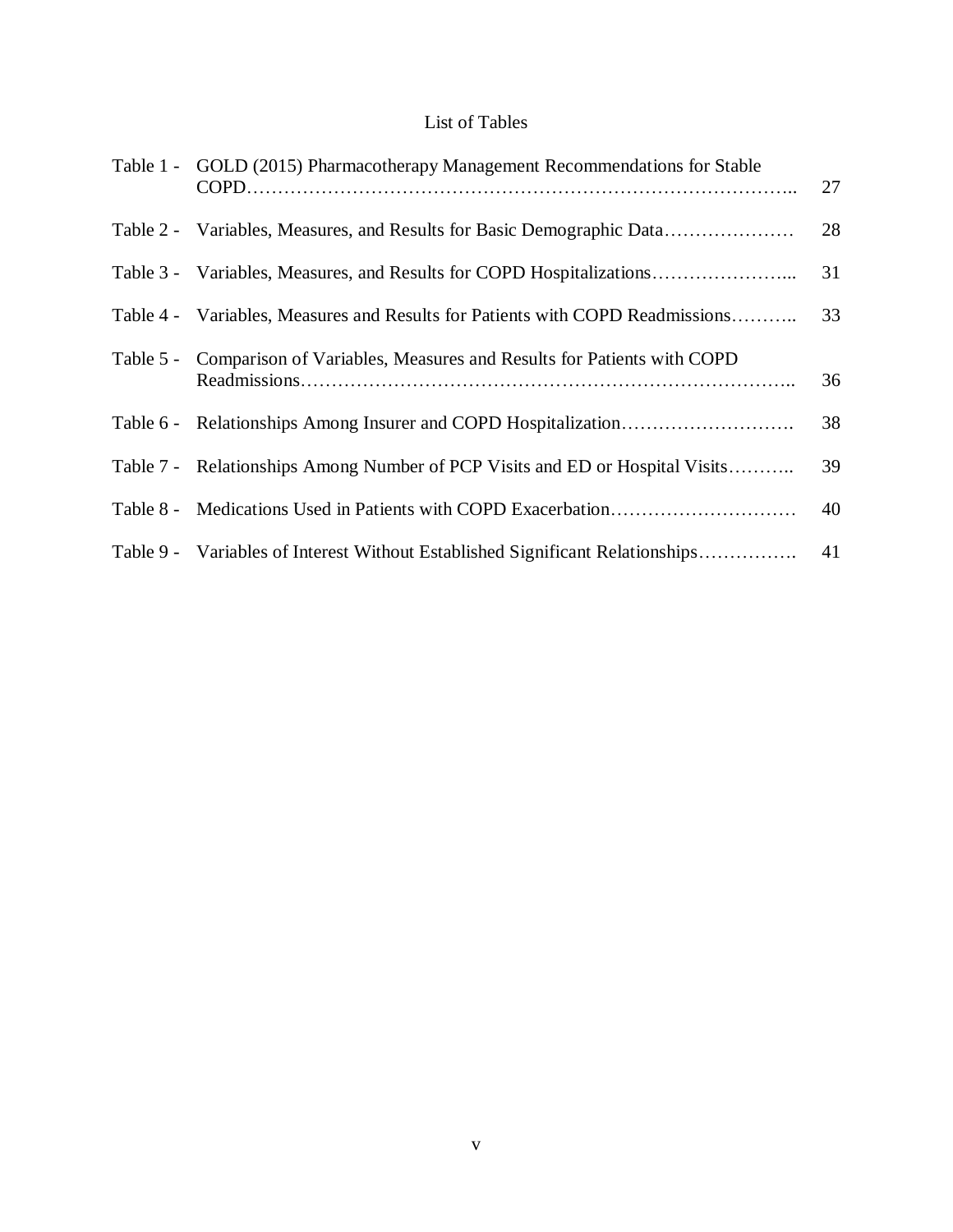# List of Tables

| Table | Title | Page |
|---|---|---|
| Table 1 - | GOLD (2015) Pharmacotherapy Management Recommendations for Stable COPD | 27 |
| Table 2 - | Variables, Measures, and Results for Basic Demographic Data | 28 |
| Table 3 - | Variables, Measures, and Results for COPD Hospitalizations | 31 |
| Table 4 - | Variables, Measures and Results for Patients with COPD Readmissions | 33 |
| Table 5 - | Comparison of Variables, Measures and Results for Patients with COPD Readmissions | 36 |
| Table 6 - | Relationships Among Insurer and COPD Hospitalization | 38 |
| Table 7 - | Relationships Among Number of PCP Visits and ED or Hospital Visits | 39 |
| Table 8 - | Medications Used in Patients with COPD Exacerbation | 40 |
| Table 9 - | Variables of Interest Without Established Significant Relationships | 41 |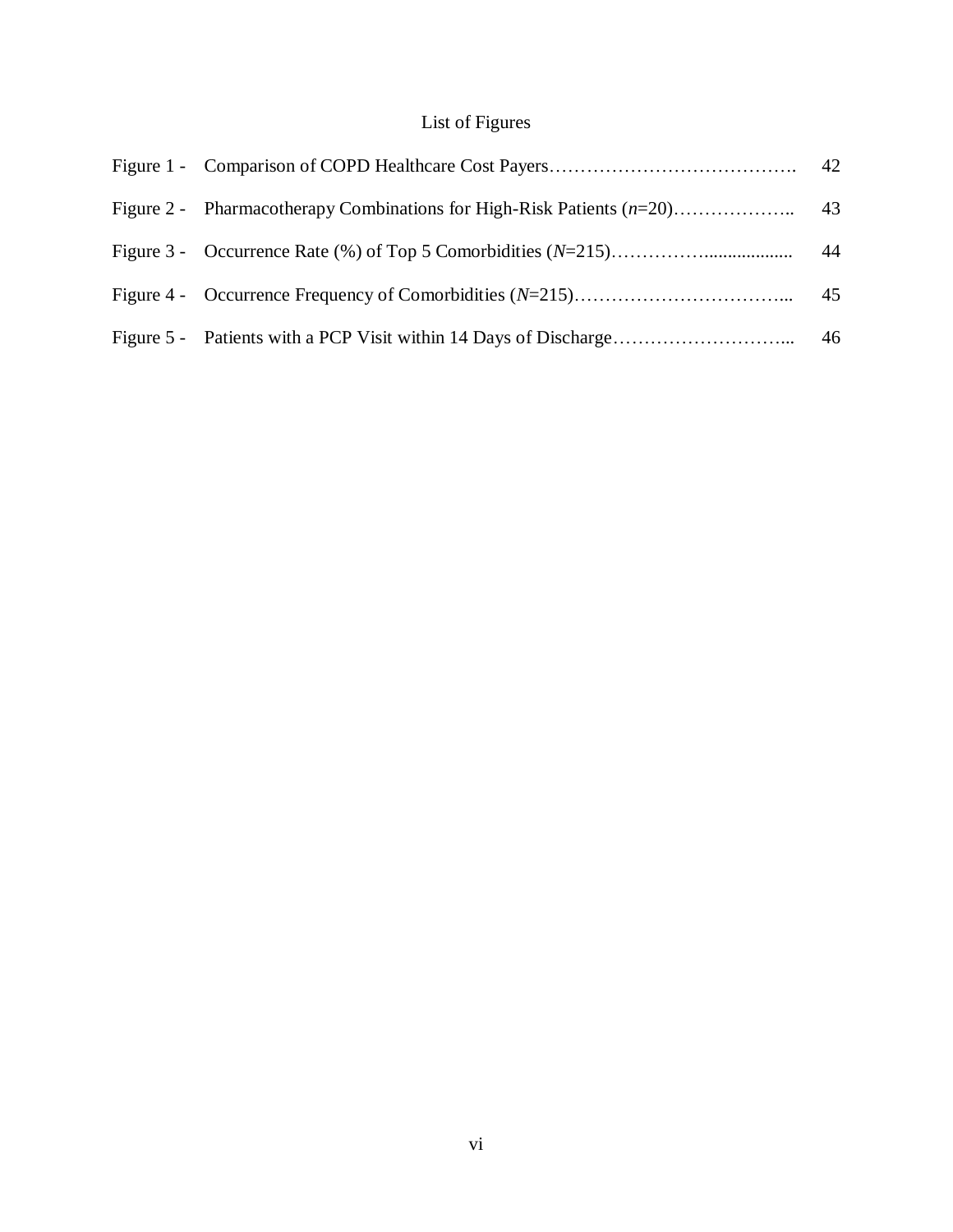# List of Figures

| | | |
|---|---|---|
| Figure 1 - | Comparison of COPD Healthcare Cost Payers | 42 |
| Figure 2 - | Pharmacotherapy Combinations for High-Risk Patients (*n*=20) | 43 |
| Figure 3 - | Occurrence Rate (%) of Top 5 Comorbidities (*N*=215) | 44 |
| Figure 4 - | Occurrence Frequency of Comorbidities (*N*=215) | 45 |
| Figure 5 - | Patients with a PCP Visit within 14 Days of Discharge | 46 |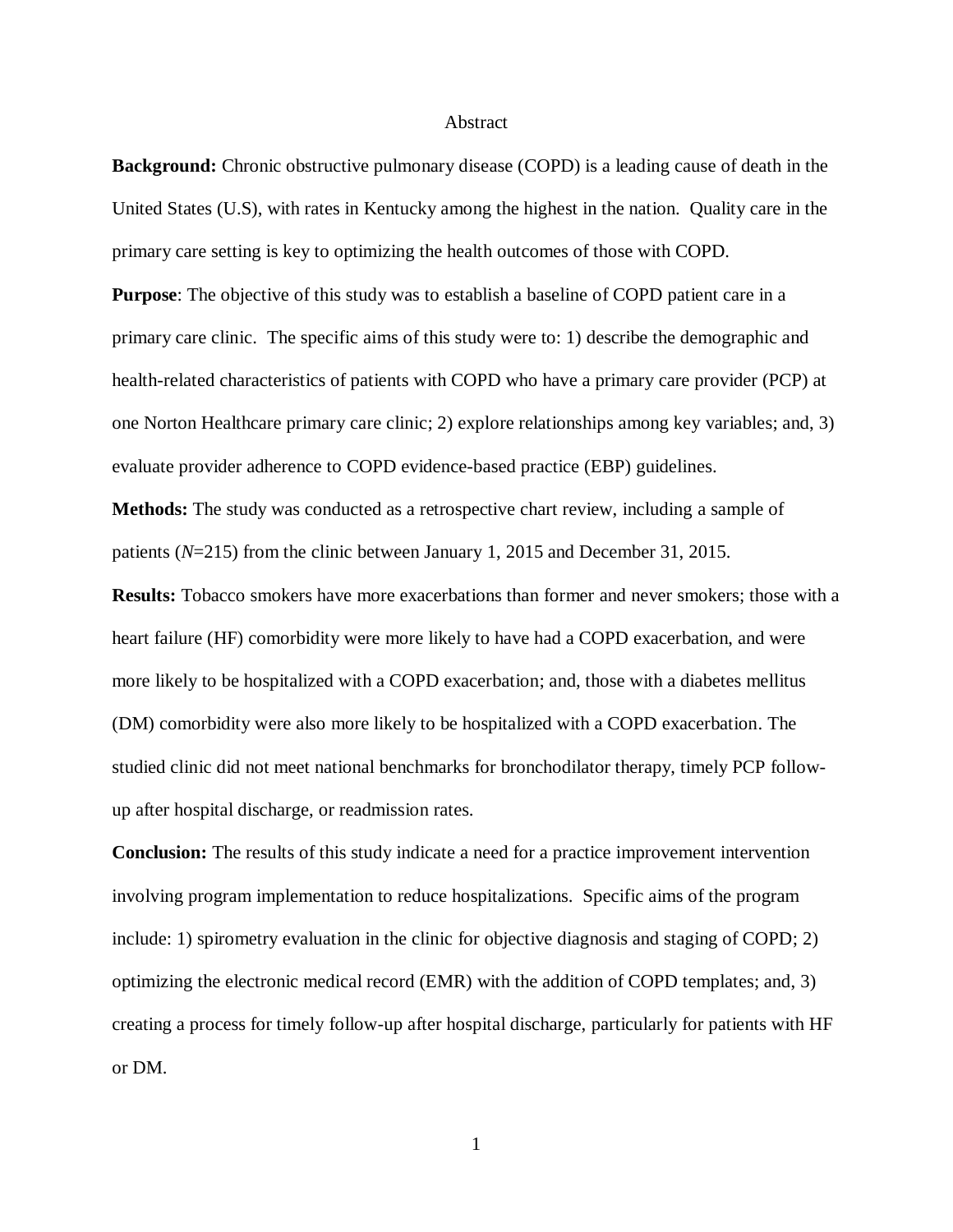# Abstract

**Background:** Chronic obstructive pulmonary disease (COPD) is a leading cause of death in the United States (U.S), with rates in Kentucky among the highest in the nation. Quality care in the primary care setting is key to optimizing the health outcomes of those with COPD.

**Purpose**: The objective of this study was to establish a baseline of COPD patient care in a primary care clinic. The specific aims of this study were to: 1) describe the demographic and health-related characteristics of patients with COPD who have a primary care provider (PCP) at one Norton Healthcare primary care clinic; 2) explore relationships among key variables; and, 3) evaluate provider adherence to COPD evidence-based practice (EBP) guidelines.

**Methods:** The study was conducted as a retrospective chart review, including a sample of patients (*N*=215) from the clinic between January 1, 2015 and December 31, 2015.

**Results:** Tobacco smokers have more exacerbations than former and never smokers; those with a heart failure (HF) comorbidity were more likely to have had a COPD exacerbation, and were more likely to be hospitalized with a COPD exacerbation; and, those with a diabetes mellitus (DM) comorbidity were also more likely to be hospitalized with a COPD exacerbation. The studied clinic did not meet national benchmarks for bronchodilator therapy, timely PCP follow-up after hospital discharge, or readmission rates.

**Conclusion:** The results of this study indicate a need for a practice improvement intervention involving program implementation to reduce hospitalizations. Specific aims of the program include: 1) spirometry evaluation in the clinic for objective diagnosis and staging of COPD; 2) optimizing the electronic medical record (EMR) with the addition of COPD templates; and, 3) creating a process for timely follow-up after hospital discharge, particularly for patients with HF or DM.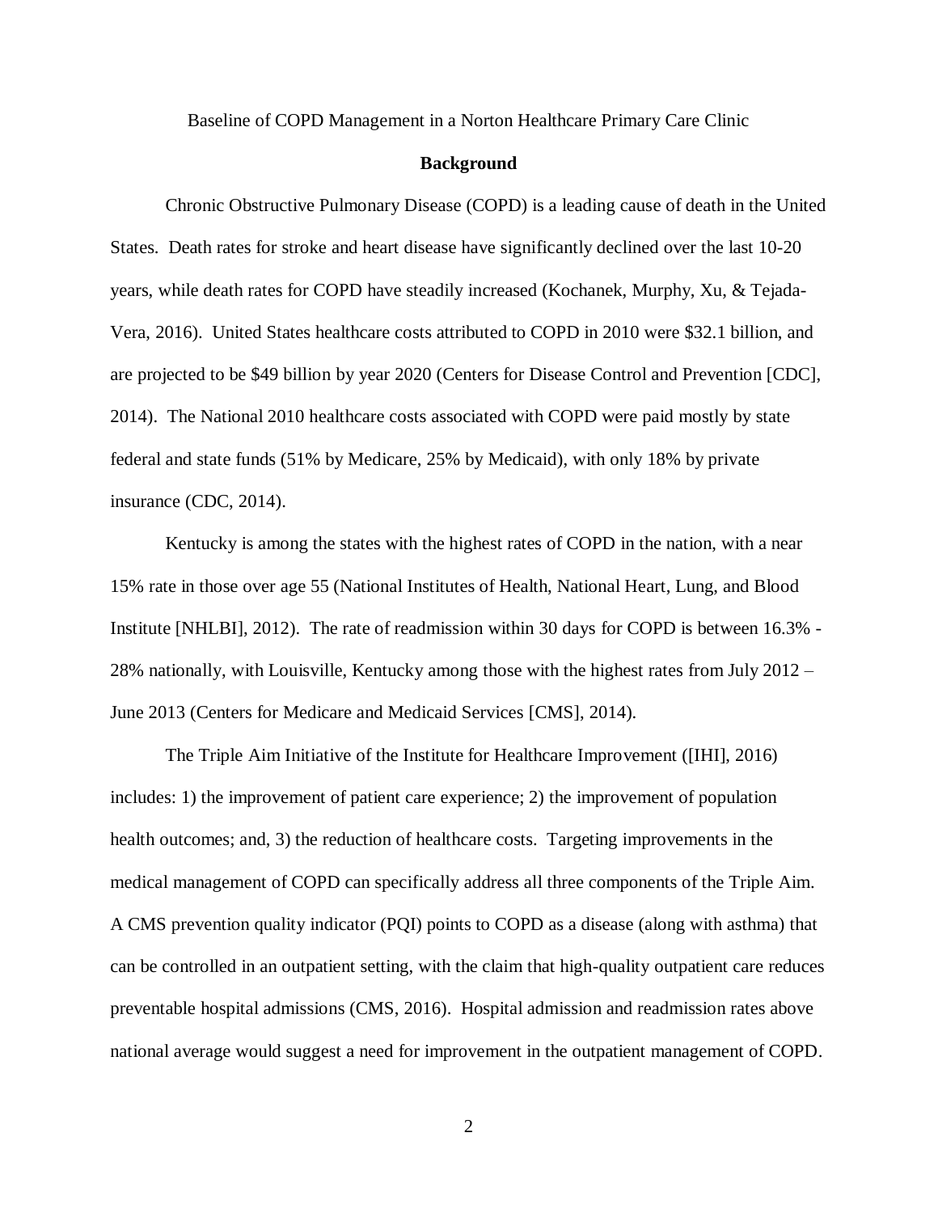Baseline of COPD Management in a Norton Healthcare Primary Care Clinic

## Background

Chronic Obstructive Pulmonary Disease (COPD) is a leading cause of death in the United States. Death rates for stroke and heart disease have significantly declined over the last 10-20 years, while death rates for COPD have steadily increased (Kochanek, Murphy, Xu, & Tejada-Vera, 2016). United States healthcare costs attributed to COPD in 2010 were $32.1 billion, and are projected to be $49 billion by year 2020 (Centers for Disease Control and Prevention [CDC], 2014). The National 2010 healthcare costs associated with COPD were paid mostly by state federal and state funds (51% by Medicare, 25% by Medicaid), with only 18% by private insurance (CDC, 2014).

Kentucky is among the states with the highest rates of COPD in the nation, with a near 15% rate in those over age 55 (National Institutes of Health, National Heart, Lung, and Blood Institute [NHLBI], 2012). The rate of readmission within 30 days for COPD is between 16.3% - 28% nationally, with Louisville, Kentucky among those with the highest rates from July 2012 – June 2013 (Centers for Medicare and Medicaid Services [CMS], 2014).

The Triple Aim Initiative of the Institute for Healthcare Improvement ([IHI], 2016) includes: 1) the improvement of patient care experience; 2) the improvement of population health outcomes; and, 3) the reduction of healthcare costs. Targeting improvements in the medical management of COPD can specifically address all three components of the Triple Aim. A CMS prevention quality indicator (PQI) points to COPD as a disease (along with asthma) that can be controlled in an outpatient setting, with the claim that high-quality outpatient care reduces preventable hospital admissions (CMS, 2016). Hospital admission and readmission rates above national average would suggest a need for improvement in the outpatient management of COPD.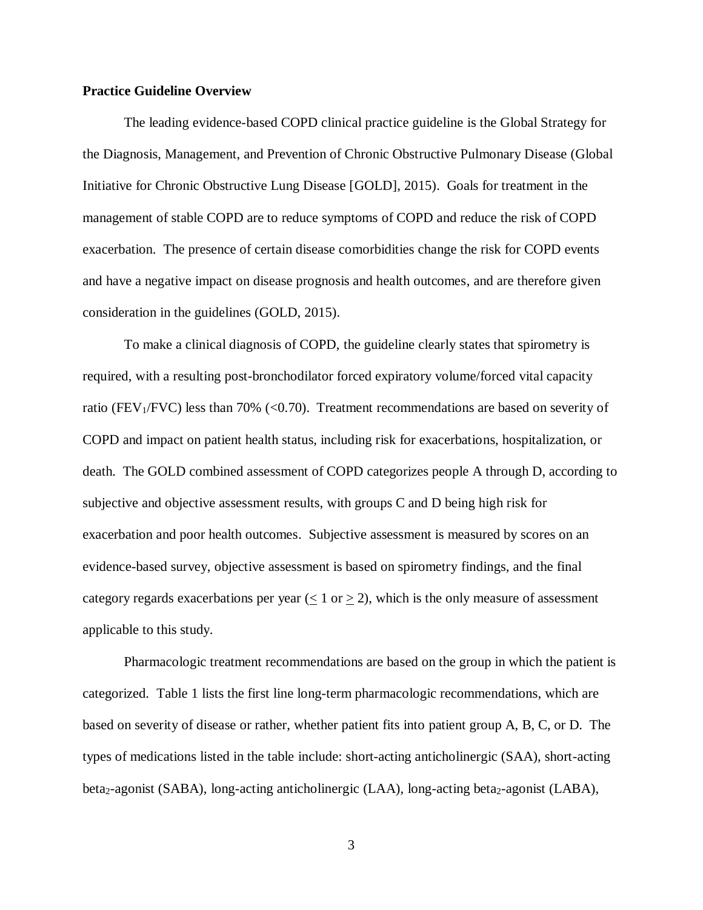**Practice Guideline Overview**

The leading evidence-based COPD clinical practice guideline is the Global Strategy for the Diagnosis, Management, and Prevention of Chronic Obstructive Pulmonary Disease (Global Initiative for Chronic Obstructive Lung Disease [GOLD], 2015). Goals for treatment in the management of stable COPD are to reduce symptoms of COPD and reduce the risk of COPD exacerbation. The presence of certain disease comorbidities change the risk for COPD events and have a negative impact on disease prognosis and health outcomes, and are therefore given consideration in the guidelines (GOLD, 2015).

To make a clinical diagnosis of COPD, the guideline clearly states that spirometry is required, with a resulting post-bronchodilator forced expiratory volume/forced vital capacity ratio ($FEV_1$/FVC) less than 70% (<0.70). Treatment recommendations are based on severity of COPD and impact on patient health status, including risk for exacerbations, hospitalization, or death. The GOLD combined assessment of COPD categorizes people A through D, according to subjective and objective assessment results, with groups C and D being high risk for exacerbation and poor health outcomes. Subjective assessment is measured by scores on an evidence-based survey, objective assessment is based on spirometry findings, and the final category regards exacerbations per year ($\leq 1$ or $\geq 2$), which is the only measure of assessment applicable to this study.

Pharmacologic treatment recommendations are based on the group in which the patient is categorized. Table 1 lists the first line long-term pharmacologic recommendations, which are based on severity of disease or rather, whether patient fits into patient group A, B, C, or D. The types of medications listed in the table include: short-acting anticholinergic (SAA), short-acting $beta_2$-agonist (SABA), long-acting anticholinergic (LAA), long-acting $beta_2$-agonist (LABA),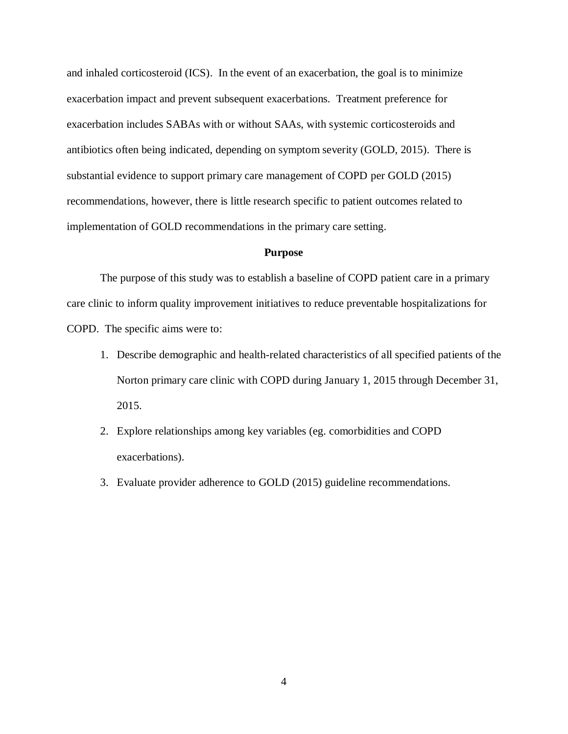and inhaled corticosteroid (ICS). In the event of an exacerbation, the goal is to minimize exacerbation impact and prevent subsequent exacerbations. Treatment preference for exacerbation includes SABAs with or without SAAs, with systemic corticosteroids and antibiotics often being indicated, depending on symptom severity (GOLD, 2015). There is substantial evidence to support primary care management of COPD per GOLD (2015) recommendations, however, there is little research specific to patient outcomes related to implementation of GOLD recommendations in the primary care setting.

## Purpose

The purpose of this study was to establish a baseline of COPD patient care in a primary care clinic to inform quality improvement initiatives to reduce preventable hospitalizations for COPD. The specific aims were to:

1. Describe demographic and health-related characteristics of all specified patients of the Norton primary care clinic with COPD during January 1, 2015 through December 31, 2015.
2. Explore relationships among key variables (eg. comorbidities and COPD exacerbations).
3. Evaluate provider adherence to GOLD (2015) guideline recommendations.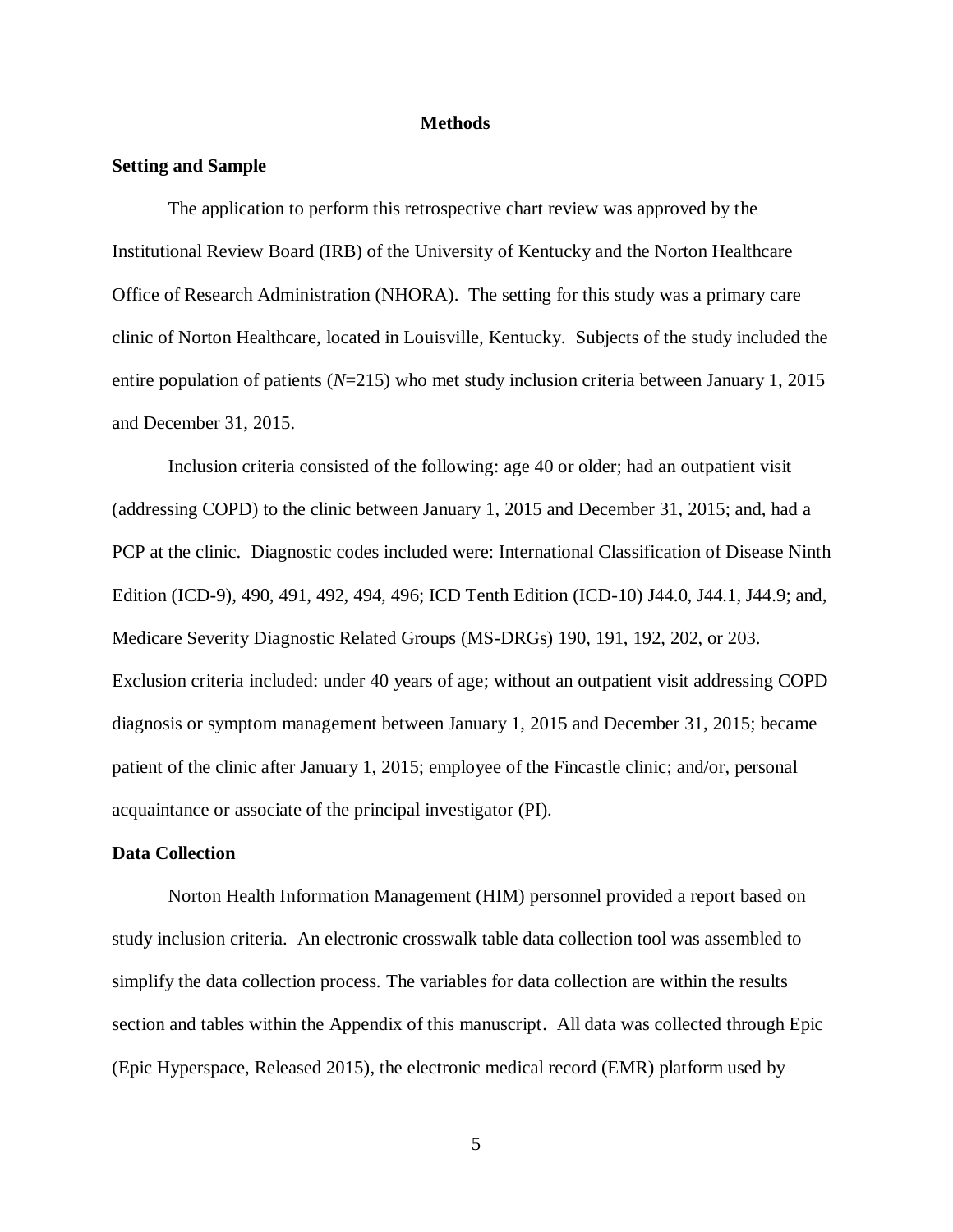# Methods

## Setting and Sample

The application to perform this retrospective chart review was approved by the Institutional Review Board (IRB) of the University of Kentucky and the Norton Healthcare Office of Research Administration (NHORA). The setting for this study was a primary care clinic of Norton Healthcare, located in Louisville, Kentucky. Subjects of the study included the entire population of patients (*N*=215) who met study inclusion criteria between January 1, 2015 and December 31, 2015.

Inclusion criteria consisted of the following: age 40 or older; had an outpatient visit (addressing COPD) to the clinic between January 1, 2015 and December 31, 2015; and, had a PCP at the clinic. Diagnostic codes included were: International Classification of Disease Ninth Edition (ICD-9), 490, 491, 492, 494, 496; ICD Tenth Edition (ICD-10) J44.0, J44.1, J44.9; and, Medicare Severity Diagnostic Related Groups (MS-DRGs) 190, 191, 192, 202, or 203. Exclusion criteria included: under 40 years of age; without an outpatient visit addressing COPD diagnosis or symptom management between January 1, 2015 and December 31, 2015; became patient of the clinic after January 1, 2015; employee of the Fincastle clinic; and/or, personal acquaintance or associate of the principal investigator (PI).

## Data Collection

Norton Health Information Management (HIM) personnel provided a report based on study inclusion criteria. An electronic crosswalk table data collection tool was assembled to simplify the data collection process. The variables for data collection are within the results section and tables within the Appendix of this manuscript. All data was collected through Epic (Epic Hyperspace, Released 2015), the electronic medical record (EMR) platform used by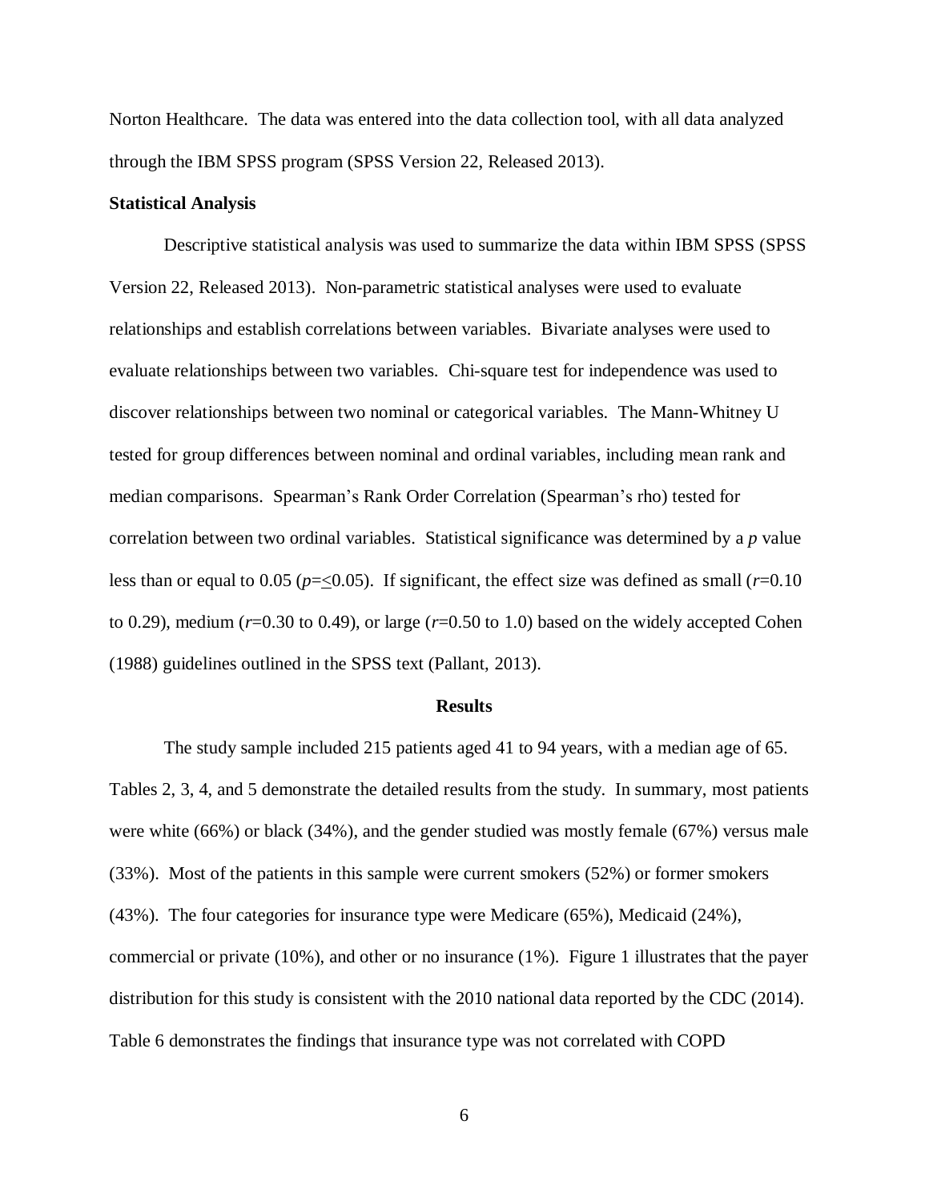Norton Healthcare. The data was entered into the data collection tool, with all data analyzed through the IBM SPSS program (SPSS Version 22, Released 2013).

**Statistical Analysis**

Descriptive statistical analysis was used to summarize the data within IBM SPSS (SPSS Version 22, Released 2013). Non-parametric statistical analyses were used to evaluate relationships and establish correlations between variables. Bivariate analyses were used to evaluate relationships between two variables. Chi-square test for independence was used to discover relationships between two nominal or categorical variables. The Mann-Whitney U tested for group differences between nominal and ordinal variables, including mean rank and median comparisons. Spearman's Rank Order Correlation (Spearman's rho) tested for correlation between two ordinal variables. Statistical significance was determined by a *p* value less than or equal to 0.05 ($p = \leq 0.05$). If significant, the effect size was defined as small ($r = 0.10$ to 0.29), medium ($r = 0.30$ to 0.49), or large ($r = 0.50$ to 1.0) based on the widely accepted Cohen (1988) guidelines outlined in the SPSS text (Pallant, 2013).

## Results

The study sample included 215 patients aged 41 to 94 years, with a median age of 65. Tables 2, 3, 4, and 5 demonstrate the detailed results from the study. In summary, most patients were white (66%) or black (34%), and the gender studied was mostly female (67%) versus male (33%). Most of the patients in this sample were current smokers (52%) or former smokers (43%). The four categories for insurance type were Medicare (65%), Medicaid (24%), commercial or private (10%), and other or no insurance (1%). Figure 1 illustrates that the payer distribution for this study is consistent with the 2010 national data reported by the CDC (2014). Table 6 demonstrates the findings that insurance type was not correlated with COPD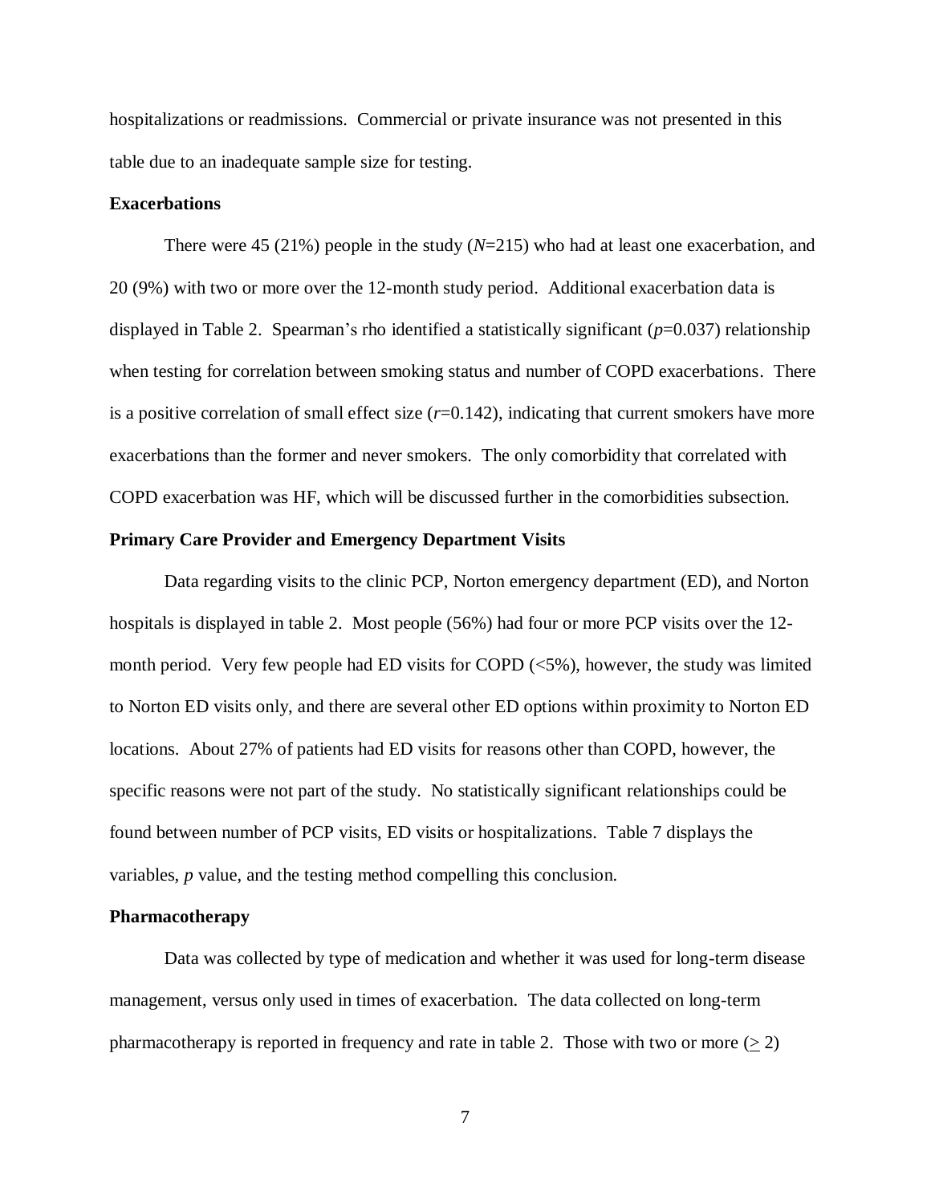hospitalizations or readmissions. Commercial or private insurance was not presented in this table due to an inadequate sample size for testing.

### Exacerbations

There were 45 (21%) people in the study (*N*=215) who had at least one exacerbation, and 20 (9%) with two or more over the 12-month study period. Additional exacerbation data is displayed in Table 2. Spearman's rho identified a statistically significant ($p$=0.037) relationship when testing for correlation between smoking status and number of COPD exacerbations. There is a positive correlation of small effect size ($r$=0.142), indicating that current smokers have more exacerbations than the former and never smokers. The only comorbidity that correlated with COPD exacerbation was HF, which will be discussed further in the comorbidities subsection.

### Primary Care Provider and Emergency Department Visits

Data regarding visits to the clinic PCP, Norton emergency department (ED), and Norton hospitals is displayed in table 2. Most people (56%) had four or more PCP visits over the 12-month period. Very few people had ED visits for COPD (<5%), however, the study was limited to Norton ED visits only, and there are several other ED options within proximity to Norton ED locations. About 27% of patients had ED visits for reasons other than COPD, however, the specific reasons were not part of the study. No statistically significant relationships could be found between number of PCP visits, ED visits or hospitalizations. Table 7 displays the variables, *p* value, and the testing method compelling this conclusion.

### Pharmacotherapy

Data was collected by type of medication and whether it was used for long-term disease management, versus only used in times of exacerbation. The data collected on long-term pharmacotherapy is reported in frequency and rate in table 2. Those with two or more ($\geq$ 2)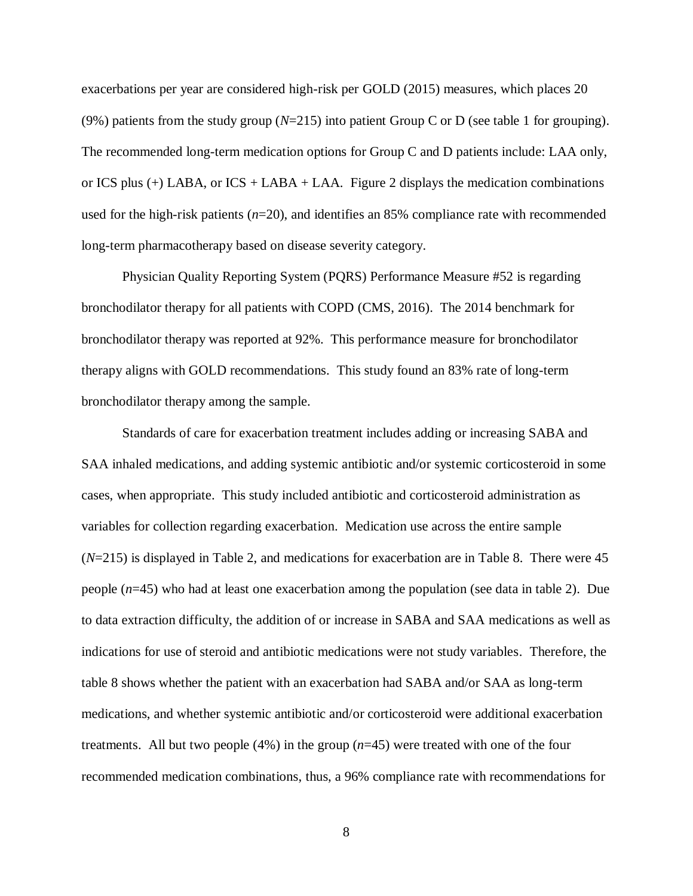exacerbations per year are considered high-risk per GOLD (2015) measures, which places 20 (9%) patients from the study group (*N*=215) into patient Group C or D (see table 1 for grouping). The recommended long-term medication options for Group C and D patients include: LAA only, or ICS plus (+) LABA, or ICS + LABA + LAA. Figure 2 displays the medication combinations used for the high-risk patients (*n*=20), and identifies an 85% compliance rate with recommended long-term pharmacotherapy based on disease severity category.

Physician Quality Reporting System (PQRS) Performance Measure #52 is regarding bronchodilator therapy for all patients with COPD (CMS, 2016). The 2014 benchmark for bronchodilator therapy was reported at 92%. This performance measure for bronchodilator therapy aligns with GOLD recommendations. This study found an 83% rate of long-term bronchodilator therapy among the sample.

Standards of care for exacerbation treatment includes adding or increasing SABA and SAA inhaled medications, and adding systemic antibiotic and/or systemic corticosteroid in some cases, when appropriate. This study included antibiotic and corticosteroid administration as variables for collection regarding exacerbation. Medication use across the entire sample (*N*=215) is displayed in Table 2, and medications for exacerbation are in Table 8. There were 45 people (*n*=45) who had at least one exacerbation among the population (see data in table 2). Due to data extraction difficulty, the addition of or increase in SABA and SAA medications as well as indications for use of steroid and antibiotic medications were not study variables. Therefore, the table 8 shows whether the patient with an exacerbation had SABA and/or SAA as long-term medications, and whether systemic antibiotic and/or corticosteroid were additional exacerbation treatments. All but two people (4%) in the group (*n*=45) were treated with one of the four recommended medication combinations, thus, a 96% compliance rate with recommendations for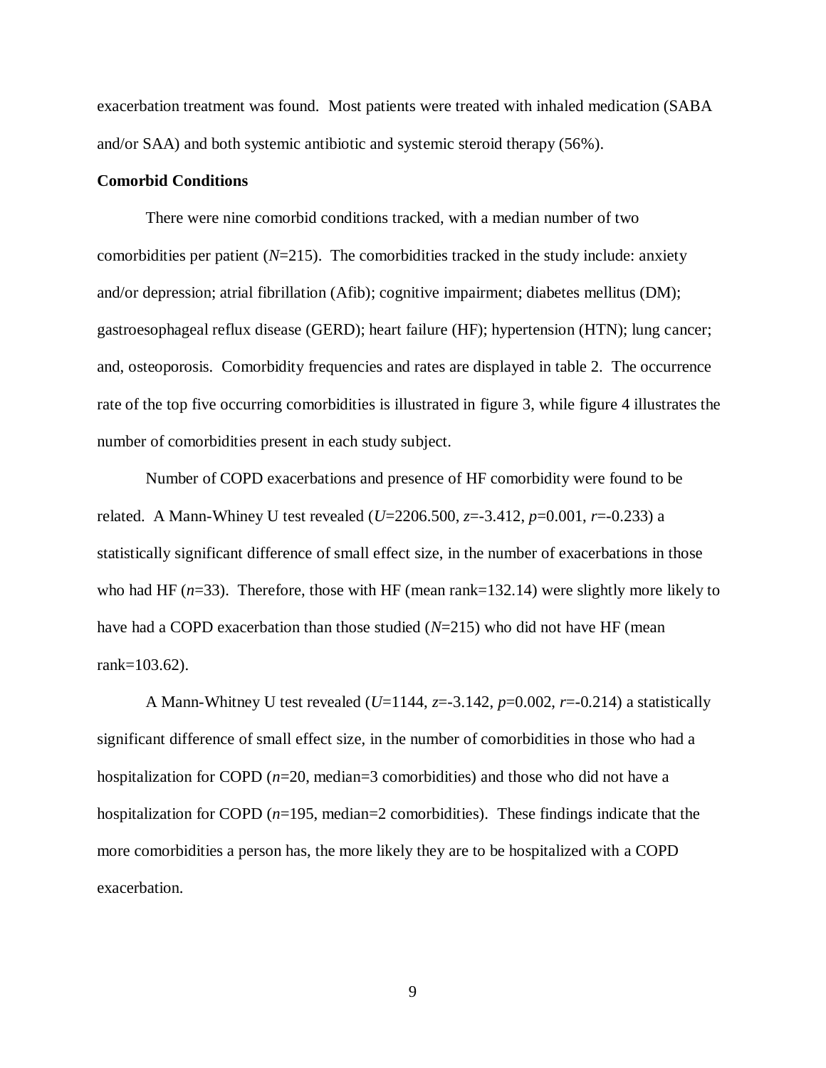exacerbation treatment was found. Most patients were treated with inhaled medication (SABA and/or SAA) and both systemic antibiotic and systemic steroid therapy (56%).

**Comorbid Conditions**

There were nine comorbid conditions tracked, with a median number of two comorbidities per patient ($N$=215). The comorbidities tracked in the study include: anxiety and/or depression; atrial fibrillation (Afib); cognitive impairment; diabetes mellitus (DM); gastroesophageal reflux disease (GERD); heart failure (HF); hypertension (HTN); lung cancer; and, osteoporosis. Comorbidity frequencies and rates are displayed in table 2. The occurrence rate of the top five occurring comorbidities is illustrated in figure 3, while figure 4 illustrates the number of comorbidities present in each study subject.

Number of COPD exacerbations and presence of HF comorbidity were found to be related. A Mann-Whiney U test revealed ($U$=2206.500, $z$=-3.412, $p$=0.001, $r$=-0.233) a statistically significant difference of small effect size, in the number of exacerbations in those who had HF ($n$=33). Therefore, those with HF (mean rank=132.14) were slightly more likely to have had a COPD exacerbation than those studied ($N$=215) who did not have HF (mean rank=103.62).

A Mann-Whitney U test revealed ($U$=1144, $z$=-3.142, $p$=0.002, $r$=-0.214) a statistically significant difference of small effect size, in the number of comorbidities in those who had a hospitalization for COPD ($n$=20, median=3 comorbidities) and those who did not have a hospitalization for COPD ($n$=195, median=2 comorbidities). These findings indicate that the more comorbidities a person has, the more likely they are to be hospitalized with a COPD exacerbation.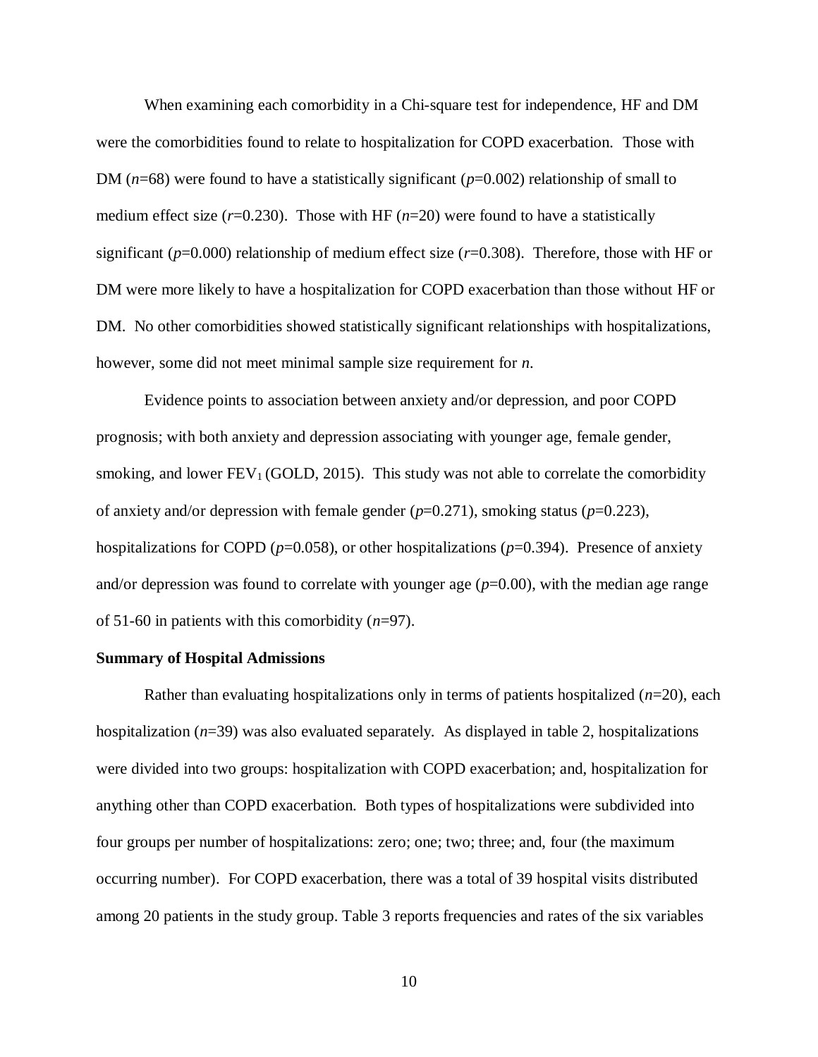When examining each comorbidity in a Chi-square test for independence, HF and DM were the comorbidities found to relate to hospitalization for COPD exacerbation. Those with DM (*n*=68) were found to have a statistically significant (*p*=0.002) relationship of small to medium effect size (*r*=0.230). Those with HF (*n*=20) were found to have a statistically significant (*p*=0.000) relationship of medium effect size (*r*=0.308). Therefore, those with HF or DM were more likely to have a hospitalization for COPD exacerbation than those without HF or DM. No other comorbidities showed statistically significant relationships with hospitalizations, however, some did not meet minimal sample size requirement for *n*.

Evidence points to association between anxiety and/or depression, and poor COPD prognosis; with both anxiety and depression associating with younger age, female gender, smoking, and lower $FEV_1$ (GOLD, 2015). This study was not able to correlate the comorbidity of anxiety and/or depression with female gender (*p*=0.271), smoking status (*p*=0.223), hospitalizations for COPD (*p*=0.058), or other hospitalizations (*p*=0.394). Presence of anxiety and/or depression was found to correlate with younger age (*p*=0.00), with the median age range of 51-60 in patients with this comorbidity (*n*=97).

**Summary of Hospital Admissions**

Rather than evaluating hospitalizations only in terms of patients hospitalized (*n*=20), each hospitalization (*n*=39) was also evaluated separately. As displayed in table 2, hospitalizations were divided into two groups: hospitalization with COPD exacerbation; and, hospitalization for anything other than COPD exacerbation. Both types of hospitalizations were subdivided into four groups per number of hospitalizations: zero; one; two; three; and, four (the maximum occurring number). For COPD exacerbation, there was a total of 39 hospital visits distributed among 20 patients in the study group. Table 3 reports frequencies and rates of the six variables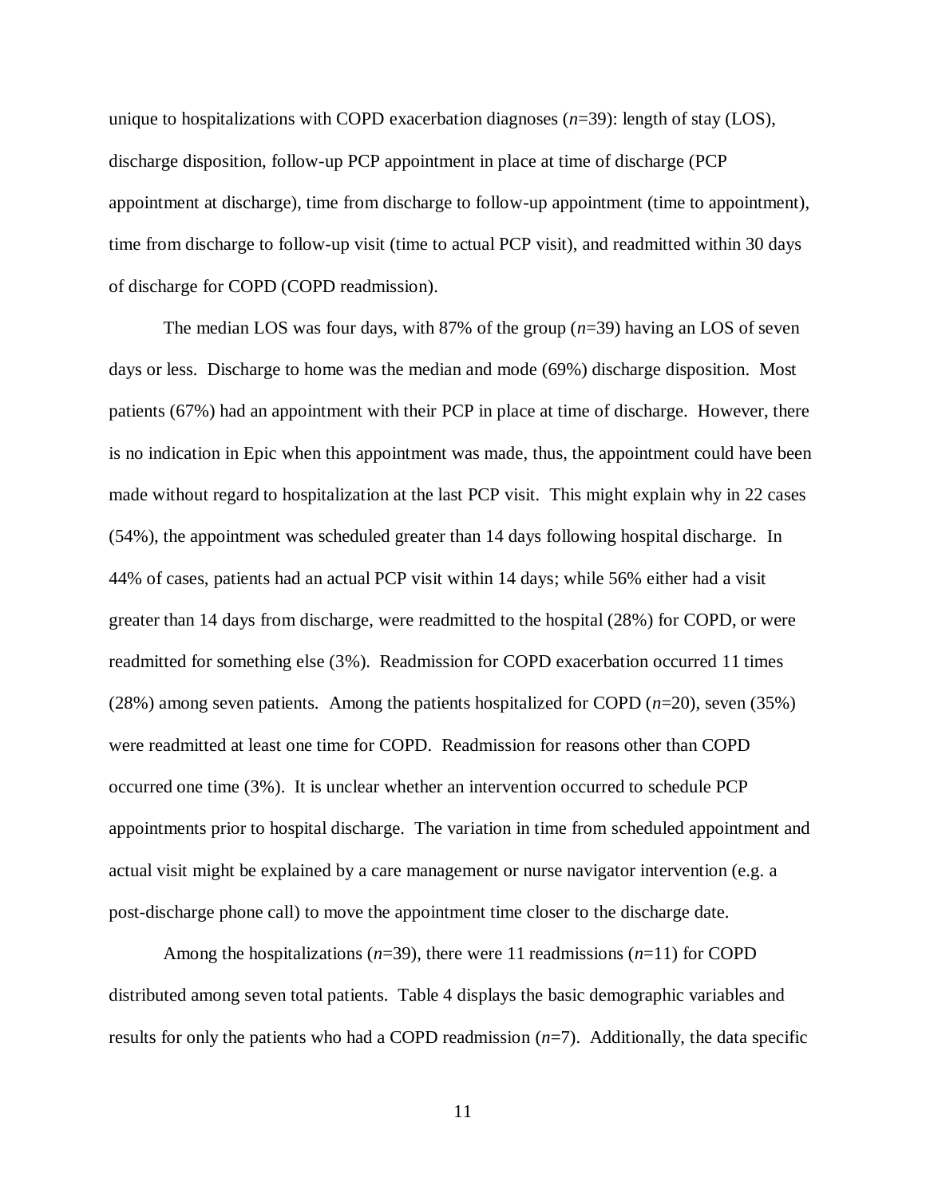unique to hospitalizations with COPD exacerbation diagnoses (*n*=39): length of stay (LOS), discharge disposition, follow-up PCP appointment in place at time of discharge (PCP appointment at discharge), time from discharge to follow-up appointment (time to appointment), time from discharge to follow-up visit (time to actual PCP visit), and readmitted within 30 days of discharge for COPD (COPD readmission).

The median LOS was four days, with 87% of the group (*n*=39) having an LOS of seven days or less. Discharge to home was the median and mode (69%) discharge disposition. Most patients (67%) had an appointment with their PCP in place at time of discharge. However, there is no indication in Epic when this appointment was made, thus, the appointment could have been made without regard to hospitalization at the last PCP visit. This might explain why in 22 cases (54%), the appointment was scheduled greater than 14 days following hospital discharge. In 44% of cases, patients had an actual PCP visit within 14 days; while 56% either had a visit greater than 14 days from discharge, were readmitted to the hospital (28%) for COPD, or were readmitted for something else (3%). Readmission for COPD exacerbation occurred 11 times (28%) among seven patients. Among the patients hospitalized for COPD (*n*=20), seven (35%) were readmitted at least one time for COPD. Readmission for reasons other than COPD occurred one time (3%). It is unclear whether an intervention occurred to schedule PCP appointments prior to hospital discharge. The variation in time from scheduled appointment and actual visit might be explained by a care management or nurse navigator intervention (e.g. a post-discharge phone call) to move the appointment time closer to the discharge date.

Among the hospitalizations (*n*=39), there were 11 readmissions (*n*=11) for COPD distributed among seven total patients. Table 4 displays the basic demographic variables and results for only the patients who had a COPD readmission (*n*=7). Additionally, the data specific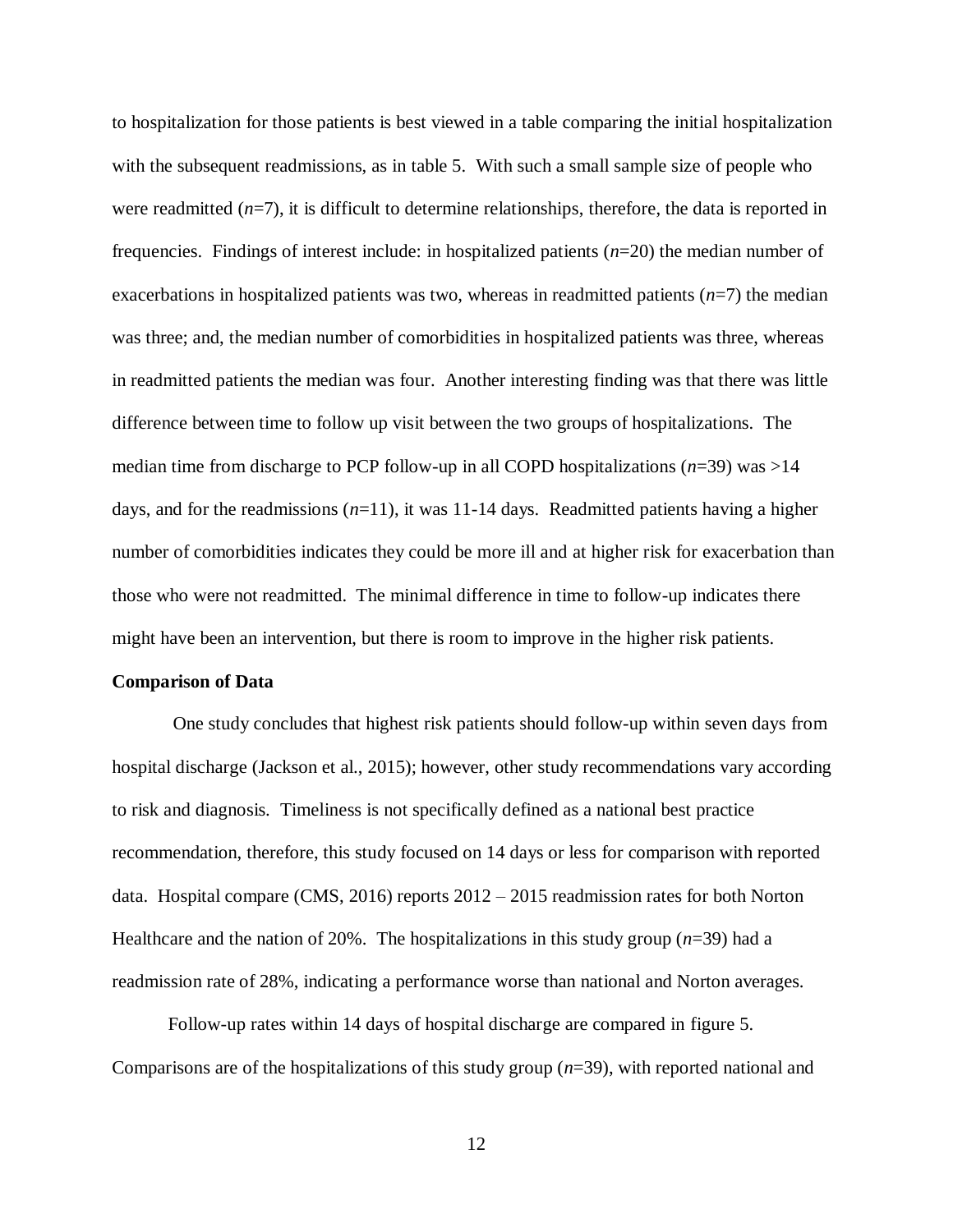to hospitalization for those patients is best viewed in a table comparing the initial hospitalization with the subsequent readmissions, as in table 5. With such a small sample size of people who were readmitted (*n*=7), it is difficult to determine relationships, therefore, the data is reported in frequencies. Findings of interest include: in hospitalized patients (*n*=20) the median number of exacerbations in hospitalized patients was two, whereas in readmitted patients (*n*=7) the median was three; and, the median number of comorbidities in hospitalized patients was three, whereas in readmitted patients the median was four. Another interesting finding was that there was little difference between time to follow up visit between the two groups of hospitalizations. The median time from discharge to PCP follow-up in all COPD hospitalizations (*n*=39) was >14 days, and for the readmissions (*n*=11), it was 11-14 days. Readmitted patients having a higher number of comorbidities indicates they could be more ill and at higher risk for exacerbation than those who were not readmitted. The minimal difference in time to follow-up indicates there might have been an intervention, but there is room to improve in the higher risk patients.

**Comparison of Data**

One study concludes that highest risk patients should follow-up within seven days from hospital discharge (Jackson et al., 2015); however, other study recommendations vary according to risk and diagnosis. Timeliness is not specifically defined as a national best practice recommendation, therefore, this study focused on 14 days or less for comparison with reported data. Hospital compare (CMS, 2016) reports 2012 – 2015 readmission rates for both Norton Healthcare and the nation of 20%. The hospitalizations in this study group (*n*=39) had a readmission rate of 28%, indicating a performance worse than national and Norton averages.

Follow-up rates within 14 days of hospital discharge are compared in figure 5. Comparisons are of the hospitalizations of this study group (*n*=39), with reported national and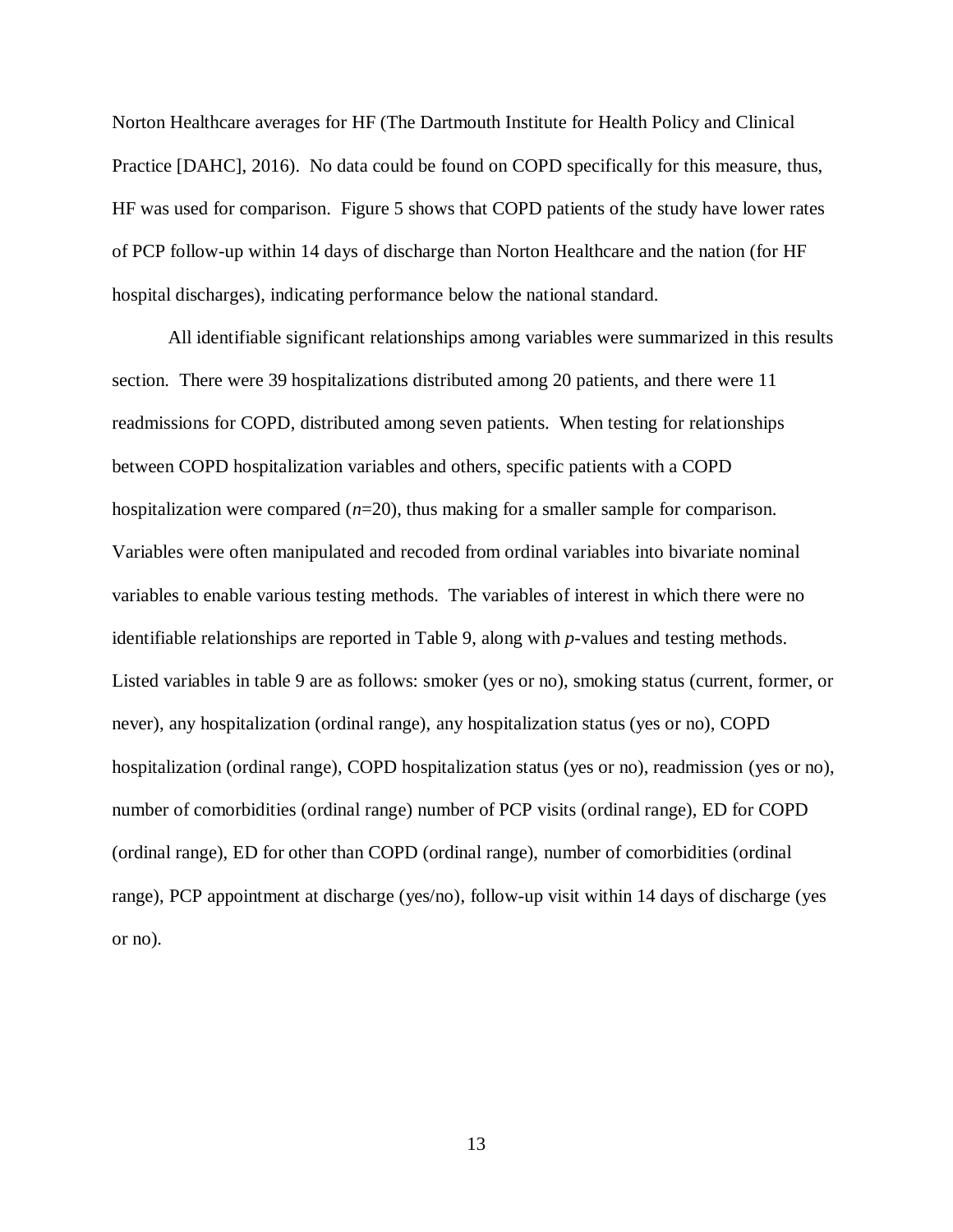Norton Healthcare averages for HF (The Dartmouth Institute for Health Policy and Clinical Practice [DAHC], 2016). No data could be found on COPD specifically for this measure, thus, HF was used for comparison. Figure 5 shows that COPD patients of the study have lower rates of PCP follow-up within 14 days of discharge than Norton Healthcare and the nation (for HF hospital discharges), indicating performance below the national standard.

All identifiable significant relationships among variables were summarized in this results section. There were 39 hospitalizations distributed among 20 patients, and there were 11 readmissions for COPD, distributed among seven patients. When testing for relationships between COPD hospitalization variables and others, specific patients with a COPD hospitalization were compared (*n*=20), thus making for a smaller sample for comparison. Variables were often manipulated and recoded from ordinal variables into bivariate nominal variables to enable various testing methods. The variables of interest in which there were no identifiable relationships are reported in Table 9, along with *p*-values and testing methods. Listed variables in table 9 are as follows: smoker (yes or no), smoking status (current, former, or never), any hospitalization (ordinal range), any hospitalization status (yes or no), COPD hospitalization (ordinal range), COPD hospitalization status (yes or no), readmission (yes or no), number of comorbidities (ordinal range) number of PCP visits (ordinal range), ED for COPD (ordinal range), ED for other than COPD (ordinal range), number of comorbidities (ordinal range), PCP appointment at discharge (yes/no), follow-up visit within 14 days of discharge (yes or no).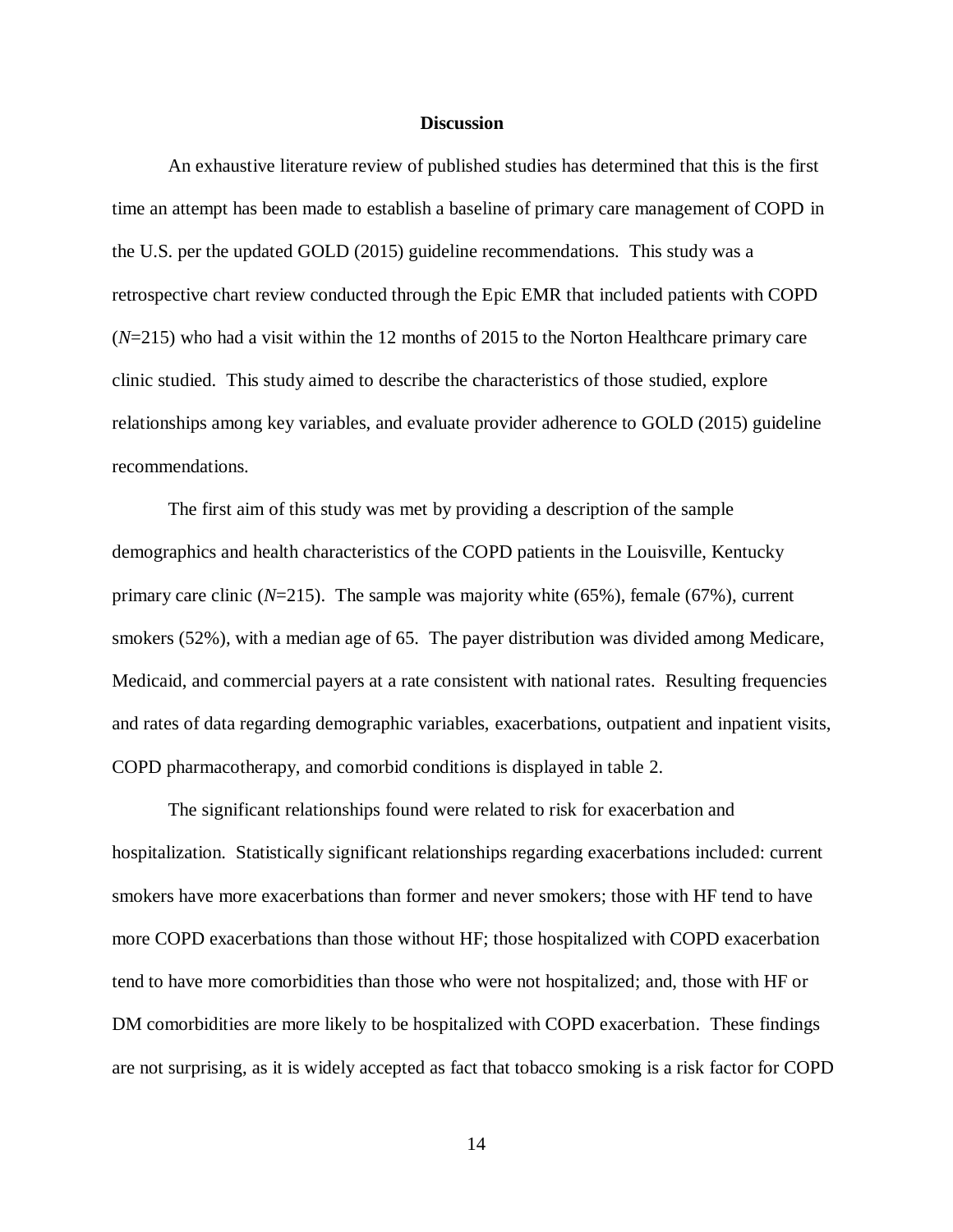## Discussion

An exhaustive literature review of published studies has determined that this is the first time an attempt has been made to establish a baseline of primary care management of COPD in the U.S. per the updated GOLD (2015) guideline recommendations. This study was a retrospective chart review conducted through the Epic EMR that included patients with COPD (*N*=215) who had a visit within the 12 months of 2015 to the Norton Healthcare primary care clinic studied. This study aimed to describe the characteristics of those studied, explore relationships among key variables, and evaluate provider adherence to GOLD (2015) guideline recommendations.

The first aim of this study was met by providing a description of the sample demographics and health characteristics of the COPD patients in the Louisville, Kentucky primary care clinic (*N*=215). The sample was majority white (65%), female (67%), current smokers (52%), with a median age of 65. The payer distribution was divided among Medicare, Medicaid, and commercial payers at a rate consistent with national rates. Resulting frequencies and rates of data regarding demographic variables, exacerbations, outpatient and inpatient visits, COPD pharmacotherapy, and comorbid conditions is displayed in table 2.

The significant relationships found were related to risk for exacerbation and hospitalization. Statistically significant relationships regarding exacerbations included: current smokers have more exacerbations than former and never smokers; those with HF tend to have more COPD exacerbations than those without HF; those hospitalized with COPD exacerbation tend to have more comorbidities than those who were not hospitalized; and, those with HF or DM comorbidities are more likely to be hospitalized with COPD exacerbation. These findings are not surprising, as it is widely accepted as fact that tobacco smoking is a risk factor for COPD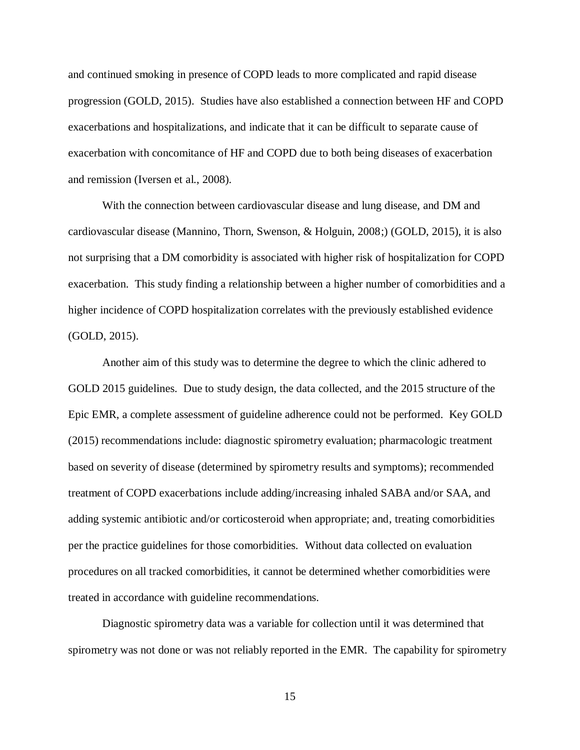and continued smoking in presence of COPD leads to more complicated and rapid disease progression (GOLD, 2015). Studies have also established a connection between HF and COPD exacerbations and hospitalizations, and indicate that it can be difficult to separate cause of exacerbation with concomitance of HF and COPD due to both being diseases of exacerbation and remission (Iversen et al., 2008).

With the connection between cardiovascular disease and lung disease, and DM and cardiovascular disease (Mannino, Thorn, Swenson, & Holguin, 2008;) (GOLD, 2015), it is also not surprising that a DM comorbidity is associated with higher risk of hospitalization for COPD exacerbation. This study finding a relationship between a higher number of comorbidities and a higher incidence of COPD hospitalization correlates with the previously established evidence (GOLD, 2015).

Another aim of this study was to determine the degree to which the clinic adhered to GOLD 2015 guidelines. Due to study design, the data collected, and the 2015 structure of the Epic EMR, a complete assessment of guideline adherence could not be performed. Key GOLD (2015) recommendations include: diagnostic spirometry evaluation; pharmacologic treatment based on severity of disease (determined by spirometry results and symptoms); recommended treatment of COPD exacerbations include adding/increasing inhaled SABA and/or SAA, and adding systemic antibiotic and/or corticosteroid when appropriate; and, treating comorbidities per the practice guidelines for those comorbidities. Without data collected on evaluation procedures on all tracked comorbidities, it cannot be determined whether comorbidities were treated in accordance with guideline recommendations.

Diagnostic spirometry data was a variable for collection until it was determined that spirometry was not done or was not reliably reported in the EMR. The capability for spirometry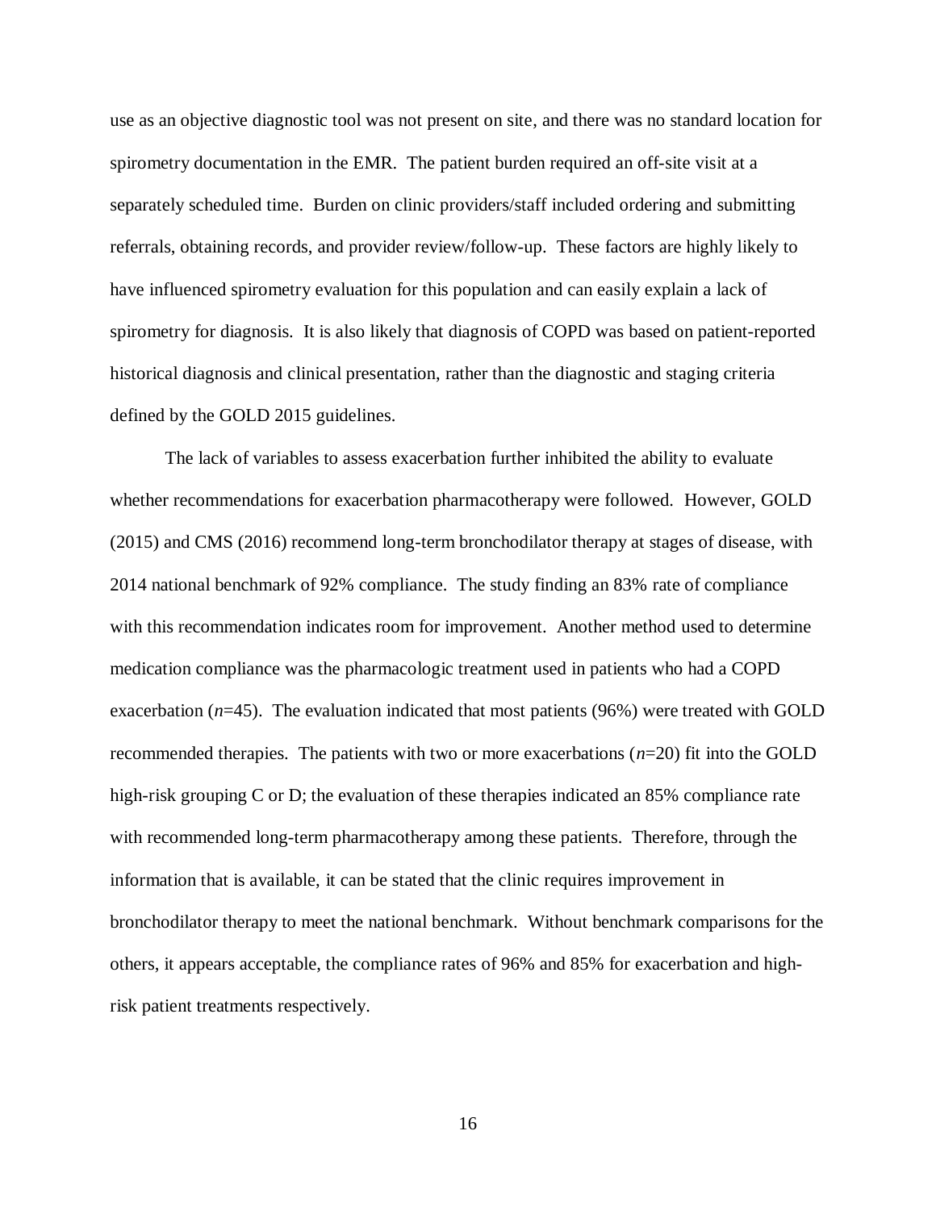use as an objective diagnostic tool was not present on site, and there was no standard location for spirometry documentation in the EMR. The patient burden required an off-site visit at a separately scheduled time. Burden on clinic providers/staff included ordering and submitting referrals, obtaining records, and provider review/follow-up. These factors are highly likely to have influenced spirometry evaluation for this population and can easily explain a lack of spirometry for diagnosis. It is also likely that diagnosis of COPD was based on patient-reported historical diagnosis and clinical presentation, rather than the diagnostic and staging criteria defined by the GOLD 2015 guidelines.

The lack of variables to assess exacerbation further inhibited the ability to evaluate whether recommendations for exacerbation pharmacotherapy were followed. However, GOLD (2015) and CMS (2016) recommend long-term bronchodilator therapy at stages of disease, with 2014 national benchmark of 92% compliance. The study finding an 83% rate of compliance with this recommendation indicates room for improvement. Another method used to determine medication compliance was the pharmacologic treatment used in patients who had a COPD exacerbation ($n$=45). The evaluation indicated that most patients (96%) were treated with GOLD recommended therapies. The patients with two or more exacerbations ($n$=20) fit into the GOLD high-risk grouping C or D; the evaluation of these therapies indicated an 85% compliance rate with recommended long-term pharmacotherapy among these patients. Therefore, through the information that is available, it can be stated that the clinic requires improvement in bronchodilator therapy to meet the national benchmark. Without benchmark comparisons for the others, it appears acceptable, the compliance rates of 96% and 85% for exacerbation and high-risk patient treatments respectively.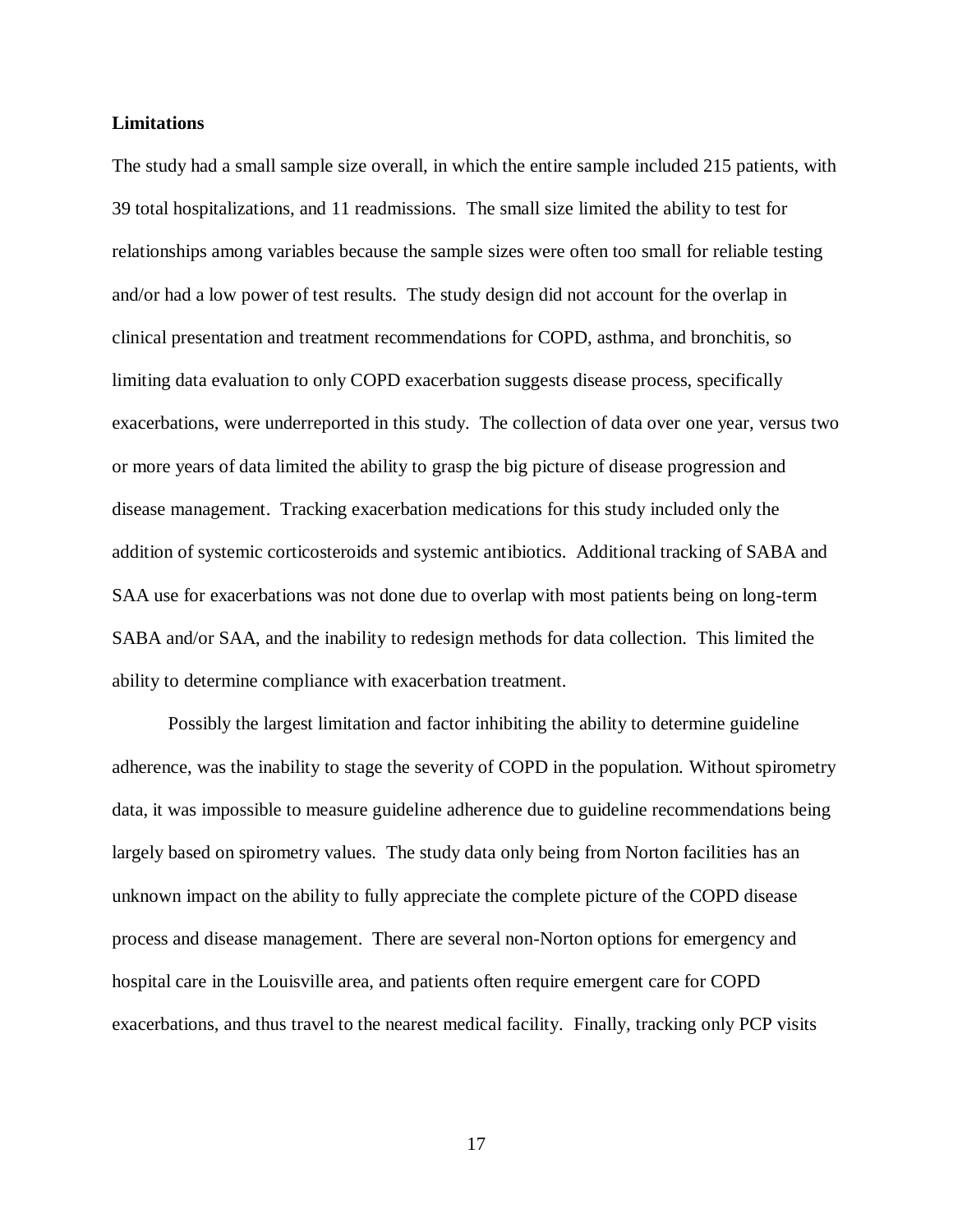**Limitations**

The study had a small sample size overall, in which the entire sample included 215 patients, with 39 total hospitalizations, and 11 readmissions. The small size limited the ability to test for relationships among variables because the sample sizes were often too small for reliable testing and/or had a low power of test results. The study design did not account for the overlap in clinical presentation and treatment recommendations for COPD, asthma, and bronchitis, so limiting data evaluation to only COPD exacerbation suggests disease process, specifically exacerbations, were underreported in this study. The collection of data over one year, versus two or more years of data limited the ability to grasp the big picture of disease progression and disease management. Tracking exacerbation medications for this study included only the addition of systemic corticosteroids and systemic antibiotics. Additional tracking of SABA and SAA use for exacerbations was not done due to overlap with most patients being on long-term SABA and/or SAA, and the inability to redesign methods for data collection. This limited the ability to determine compliance with exacerbation treatment.

Possibly the largest limitation and factor inhibiting the ability to determine guideline adherence, was the inability to stage the severity of COPD in the population. Without spirometry data, it was impossible to measure guideline adherence due to guideline recommendations being largely based on spirometry values. The study data only being from Norton facilities has an unknown impact on the ability to fully appreciate the complete picture of the COPD disease process and disease management. There are several non-Norton options for emergency and hospital care in the Louisville area, and patients often require emergent care for COPD exacerbations, and thus travel to the nearest medical facility. Finally, tracking only PCP visits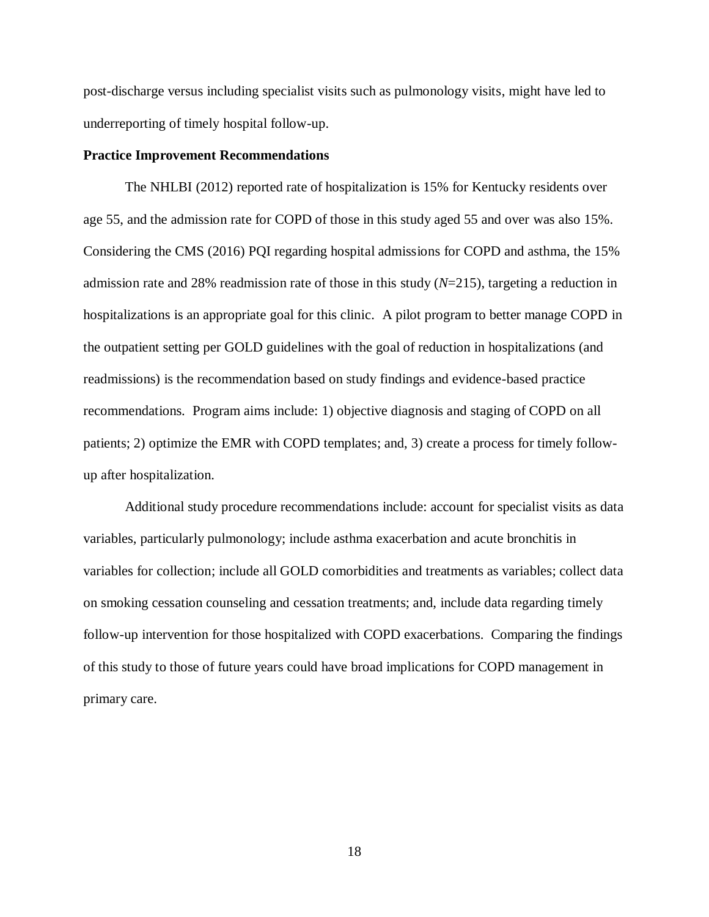post-discharge versus including specialist visits such as pulmonology visits, might have led to underreporting of timely hospital follow-up.

**Practice Improvement Recommendations**

The NHLBI (2012) reported rate of hospitalization is 15% for Kentucky residents over age 55, and the admission rate for COPD of those in this study aged 55 and over was also 15%. Considering the CMS (2016) PQI regarding hospital admissions for COPD and asthma, the 15% admission rate and 28% readmission rate of those in this study (*N*=215), targeting a reduction in hospitalizations is an appropriate goal for this clinic. A pilot program to better manage COPD in the outpatient setting per GOLD guidelines with the goal of reduction in hospitalizations (and readmissions) is the recommendation based on study findings and evidence-based practice recommendations. Program aims include: 1) objective diagnosis and staging of COPD on all patients; 2) optimize the EMR with COPD templates; and, 3) create a process for timely follow-up after hospitalization.

Additional study procedure recommendations include: account for specialist visits as data variables, particularly pulmonology; include asthma exacerbation and acute bronchitis in variables for collection; include all GOLD comorbidities and treatments as variables; collect data on smoking cessation counseling and cessation treatments; and, include data regarding timely follow-up intervention for those hospitalized with COPD exacerbations. Comparing the findings of this study to those of future years could have broad implications for COPD management in primary care.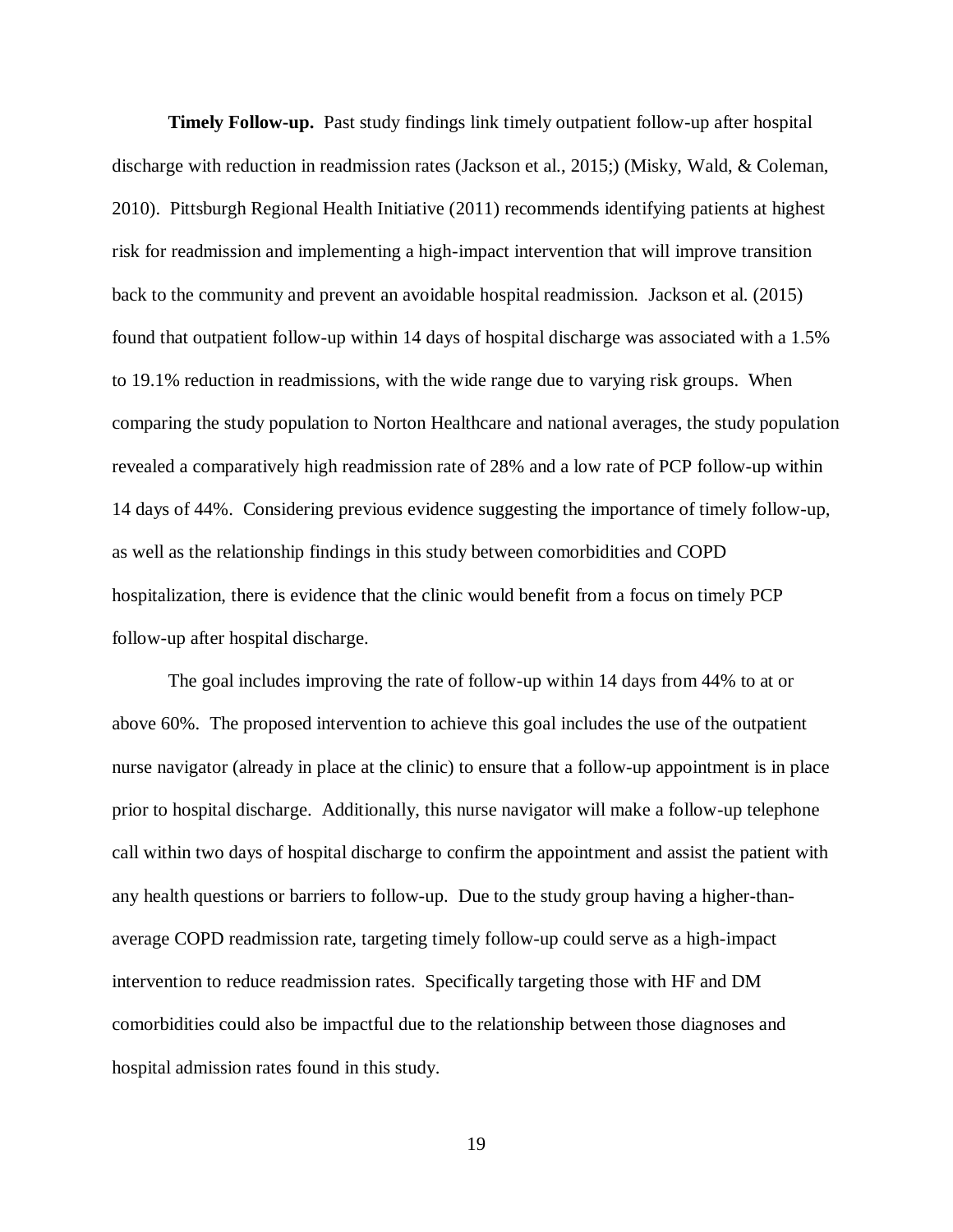**Timely Follow-up.** Past study findings link timely outpatient follow-up after hospital discharge with reduction in readmission rates (Jackson et al., 2015;) (Misky, Wald, & Coleman, 2010). Pittsburgh Regional Health Initiative (2011) recommends identifying patients at highest risk for readmission and implementing a high-impact intervention that will improve transition back to the community and prevent an avoidable hospital readmission. Jackson et al. (2015) found that outpatient follow-up within 14 days of hospital discharge was associated with a 1.5% to 19.1% reduction in readmissions, with the wide range due to varying risk groups. When comparing the study population to Norton Healthcare and national averages, the study population revealed a comparatively high readmission rate of 28% and a low rate of PCP follow-up within 14 days of 44%. Considering previous evidence suggesting the importance of timely follow-up, as well as the relationship findings in this study between comorbidities and COPD hospitalization, there is evidence that the clinic would benefit from a focus on timely PCP follow-up after hospital discharge.

The goal includes improving the rate of follow-up within 14 days from 44% to at or above 60%. The proposed intervention to achieve this goal includes the use of the outpatient nurse navigator (already in place at the clinic) to ensure that a follow-up appointment is in place prior to hospital discharge. Additionally, this nurse navigator will make a follow-up telephone call within two days of hospital discharge to confirm the appointment and assist the patient with any health questions or barriers to follow-up. Due to the study group having a higher-than-average COPD readmission rate, targeting timely follow-up could serve as a high-impact intervention to reduce readmission rates. Specifically targeting those with HF and DM comorbidities could also be impactful due to the relationship between those diagnoses and hospital admission rates found in this study.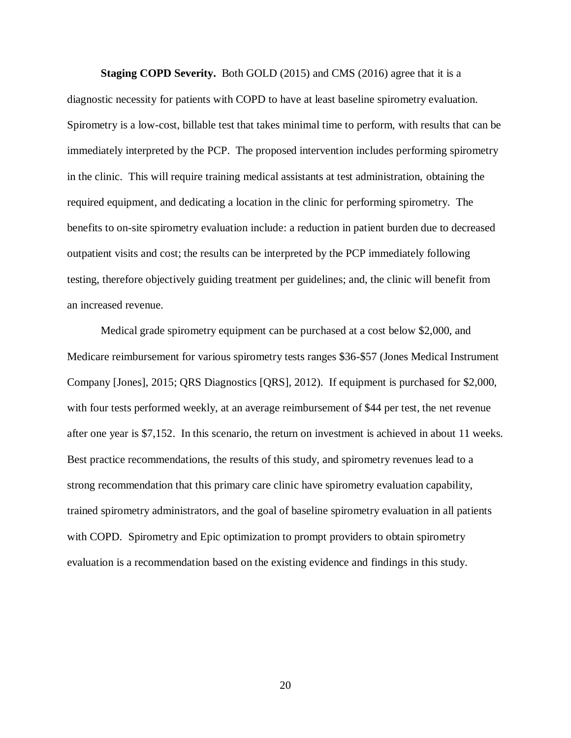**Staging COPD Severity.** Both GOLD (2015) and CMS (2016) agree that it is a diagnostic necessity for patients with COPD to have at least baseline spirometry evaluation. Spirometry is a low-cost, billable test that takes minimal time to perform, with results that can be immediately interpreted by the PCP. The proposed intervention includes performing spirometry in the clinic. This will require training medical assistants at test administration, obtaining the required equipment, and dedicating a location in the clinic for performing spirometry. The benefits to on-site spirometry evaluation include: a reduction in patient burden due to decreased outpatient visits and cost; the results can be interpreted by the PCP immediately following testing, therefore objectively guiding treatment per guidelines; and, the clinic will benefit from an increased revenue.

Medical grade spirometry equipment can be purchased at a cost below $2,000, and Medicare reimbursement for various spirometry tests ranges $36-$57 (Jones Medical Instrument Company [Jones], 2015; QRS Diagnostics [QRS], 2012). If equipment is purchased for $2,000, with four tests performed weekly, at an average reimbursement of $44 per test, the net revenue after one year is $7,152. In this scenario, the return on investment is achieved in about 11 weeks. Best practice recommendations, the results of this study, and spirometry revenues lead to a strong recommendation that this primary care clinic have spirometry evaluation capability, trained spirometry administrators, and the goal of baseline spirometry evaluation in all patients with COPD. Spirometry and Epic optimization to prompt providers to obtain spirometry evaluation is a recommendation based on the existing evidence and findings in this study.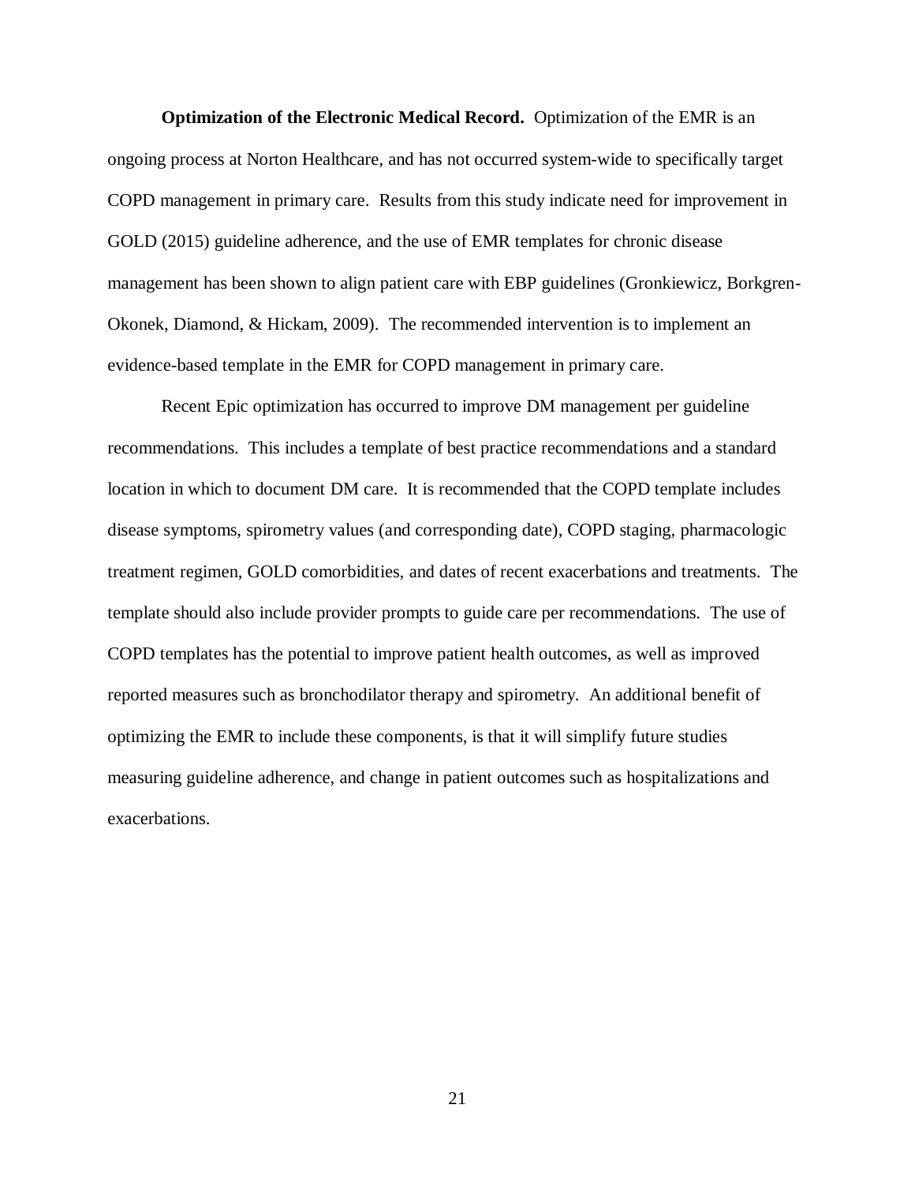**Optimization of the Electronic Medical Record.** Optimization of the EMR is an ongoing process at Norton Healthcare, and has not occurred system-wide to specifically target COPD management in primary care. Results from this study indicate need for improvement in GOLD (2015) guideline adherence, and the use of EMR templates for chronic disease management has been shown to align patient care with EBP guidelines (Gronkiewicz, Borkgren-Okonek, Diamond, & Hickam, 2009). The recommended intervention is to implement an evidence-based template in the EMR for COPD management in primary care.

Recent Epic optimization has occurred to improve DM management per guideline recommendations. This includes a template of best practice recommendations and a standard location in which to document DM care. It is recommended that the COPD template includes disease symptoms, spirometry values (and corresponding date), COPD staging, pharmacologic treatment regimen, GOLD comorbidities, and dates of recent exacerbations and treatments. The template should also include provider prompts to guide care per recommendations. The use of COPD templates has the potential to improve patient health outcomes, as well as improved reported measures such as bronchodilator therapy and spirometry. An additional benefit of optimizing the EMR to include these components, is that it will simplify future studies measuring guideline adherence, and change in patient outcomes such as hospitalizations and exacerbations.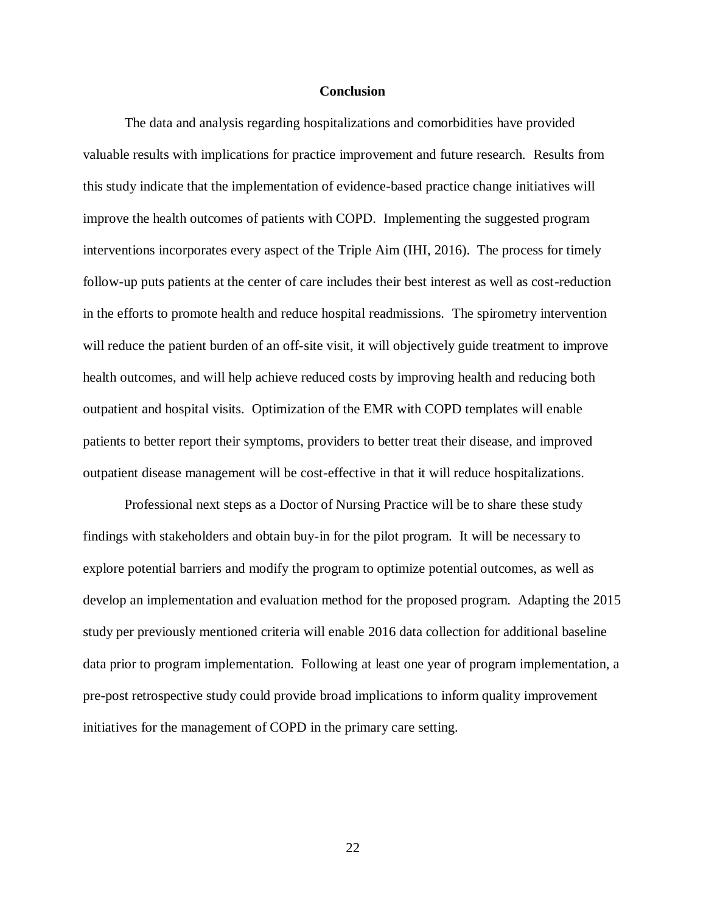## Conclusion

The data and analysis regarding hospitalizations and comorbidities have provided valuable results with implications for practice improvement and future research. Results from this study indicate that the implementation of evidence-based practice change initiatives will improve the health outcomes of patients with COPD. Implementing the suggested program interventions incorporates every aspect of the Triple Aim (IHI, 2016). The process for timely follow-up puts patients at the center of care includes their best interest as well as cost-reduction in the efforts to promote health and reduce hospital readmissions. The spirometry intervention will reduce the patient burden of an off-site visit, it will objectively guide treatment to improve health outcomes, and will help achieve reduced costs by improving health and reducing both outpatient and hospital visits. Optimization of the EMR with COPD templates will enable patients to better report their symptoms, providers to better treat their disease, and improved outpatient disease management will be cost-effective in that it will reduce hospitalizations.

Professional next steps as a Doctor of Nursing Practice will be to share these study findings with stakeholders and obtain buy-in for the pilot program. It will be necessary to explore potential barriers and modify the program to optimize potential outcomes, as well as develop an implementation and evaluation method for the proposed program. Adapting the 2015 study per previously mentioned criteria will enable 2016 data collection for additional baseline data prior to program implementation. Following at least one year of program implementation, a pre-post retrospective study could provide broad implications to inform quality improvement initiatives for the management of COPD in the primary care setting.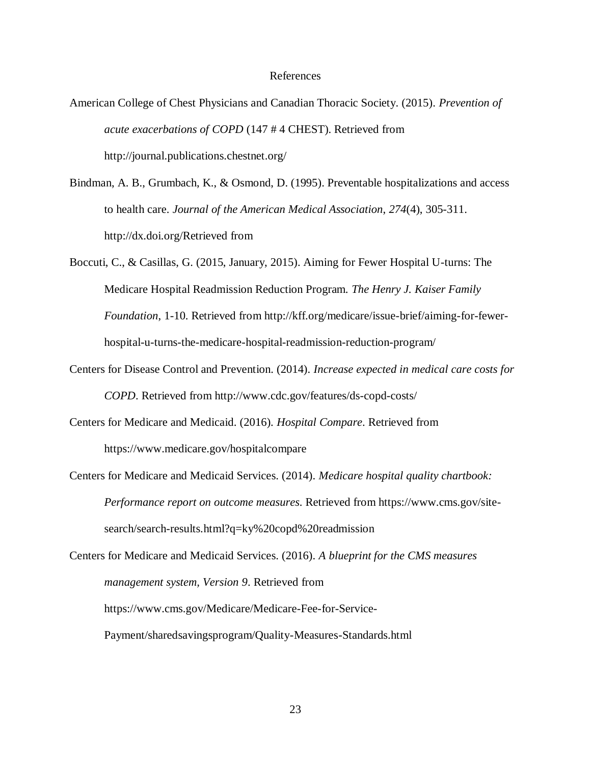# References

American College of Chest Physicians and Canadian Thoracic Society. (2015). *Prevention of acute exacerbations of COPD* (147 # 4 CHEST). Retrieved from http://journal.publications.chestnet.org/

Bindman, A. B., Grumbach, K., & Osmond, D. (1995). Preventable hospitalizations and access to health care. *Journal of the American Medical Association*, *274*(4), 305-311. http://dx.doi.org/Retrieved from

Boccuti, C., & Casillas, G. (2015, January, 2015). Aiming for Fewer Hospital U-turns: The Medicare Hospital Readmission Reduction Program. *The Henry J. Kaiser Family Foundation*, 1-10. Retrieved from http://kff.org/medicare/issue-brief/aiming-for-fewer-hospital-u-turns-the-medicare-hospital-readmission-reduction-program/

Centers for Disease Control and Prevention. (2014). *Increase expected in medical care costs for COPD*. Retrieved from http://www.cdc.gov/features/ds-copd-costs/

Centers for Medicare and Medicaid. (2016). *Hospital Compare*. Retrieved from https://www.medicare.gov/hospitalcompare

Centers for Medicare and Medicaid Services. (2014). *Medicare hospital quality chartbook: Performance report on outcome measures*. Retrieved from https://www.cms.gov/site-search/search-results.html?q=ky%20copd%20readmission

Centers for Medicare and Medicaid Services. (2016). *A blueprint for the CMS measures management system, Version 9*. Retrieved from https://www.cms.gov/Medicare/Medicare-Fee-for-Service-Payment/sharedsavingsprogram/Quality-Measures-Standards.html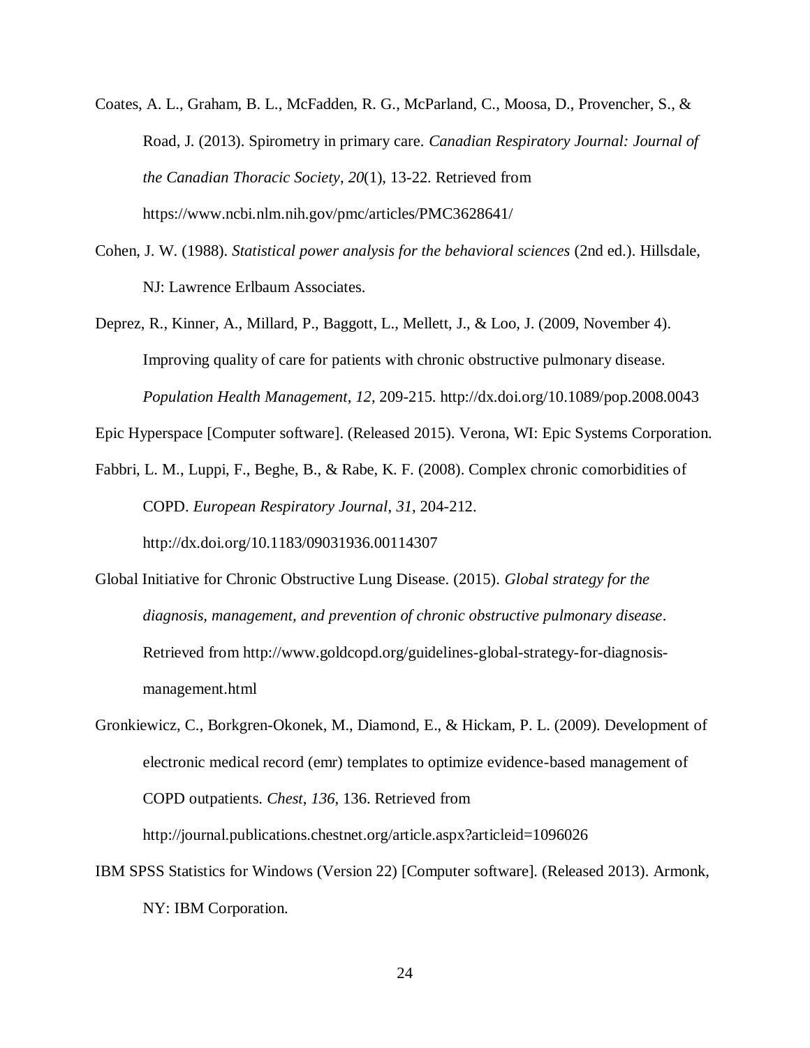Coates, A. L., Graham, B. L., McFadden, R. G., McParland, C., Moosa, D., Provencher, S., & Road, J. (2013). Spirometry in primary care. *Canadian Respiratory Journal: Journal of the Canadian Thoracic Society*, *20*(1), 13-22. Retrieved from https://www.ncbi.nlm.nih.gov/pmc/articles/PMC3628641/

Cohen, J. W. (1988). *Statistical power analysis for the behavioral sciences* (2nd ed.). Hillsdale, NJ: Lawrence Erlbaum Associates.

Deprez, R., Kinner, A., Millard, P., Baggott, L., Mellett, J., & Loo, J. (2009, November 4). Improving quality of care for patients with chronic obstructive pulmonary disease. *Population Health Management*, *12*, 209-215. http://dx.doi.org/10.1089/pop.2008.0043

Epic Hyperspace [Computer software]. (Released 2015). Verona, WI: Epic Systems Corporation.

Fabbri, L. M., Luppi, F., Beghe, B., & Rabe, K. F. (2008). Complex chronic comorbidities of COPD. *European Respiratory Journal*, *31*, 204-212. http://dx.doi.org/10.1183/09031936.00114307

Global Initiative for Chronic Obstructive Lung Disease. (2015). *Global strategy for the diagnosis, management, and prevention of chronic obstructive pulmonary disease*. Retrieved from http://www.goldcopd.org/guidelines-global-strategy-for-diagnosis-management.html

Gronkiewicz, C., Borkgren-Okonek, M., Diamond, E., & Hickam, P. L. (2009). Development of electronic medical record (emr) templates to optimize evidence-based management of COPD outpatients. *Chest*, *136*, 136. Retrieved from http://journal.publications.chestnet.org/article.aspx?articleid=1096026

IBM SPSS Statistics for Windows (Version 22) [Computer software]. (Released 2013). Armonk, NY: IBM Corporation.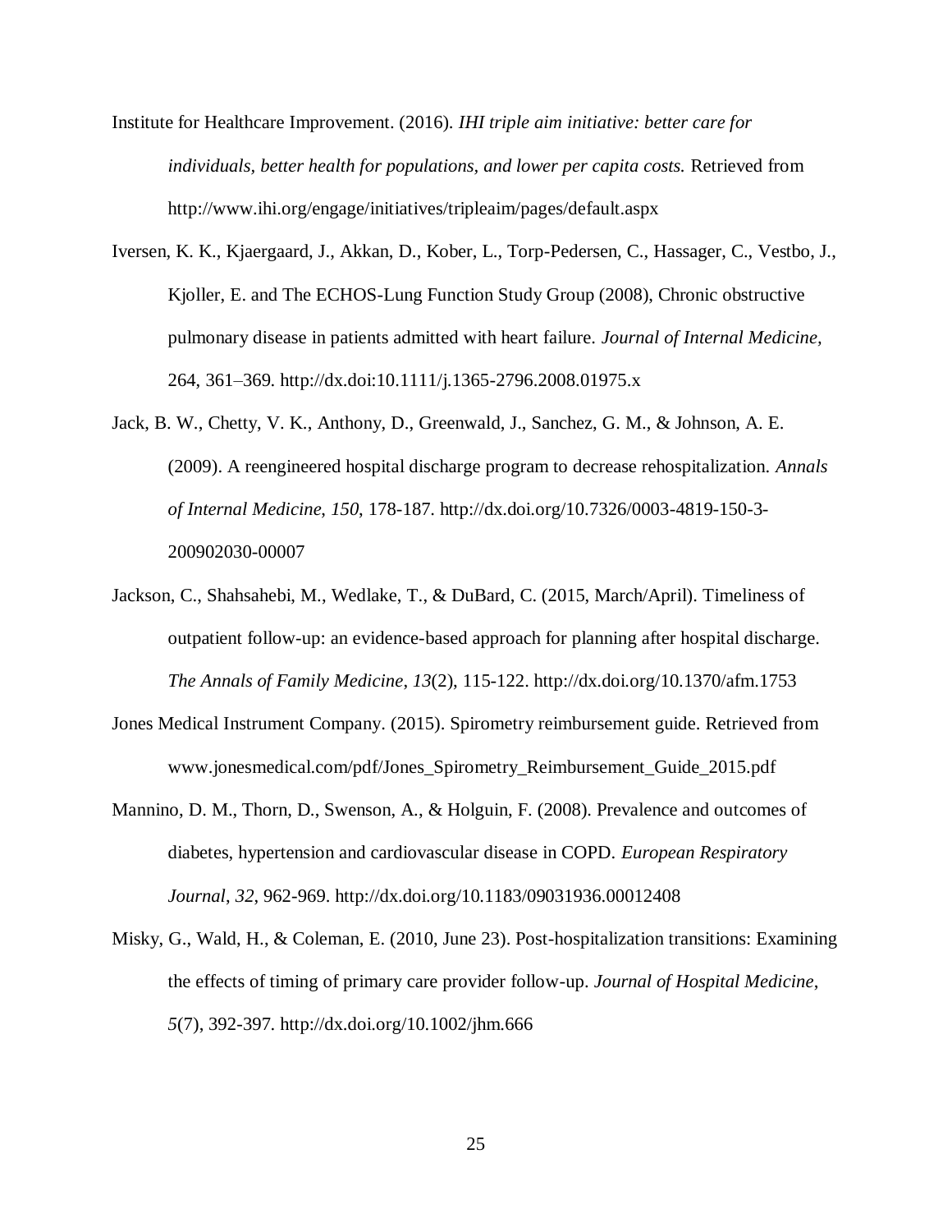Institute for Healthcare Improvement. (2016). *IHI triple aim initiative: better care for individuals, better health for populations, and lower per capita costs.* Retrieved from http://www.ihi.org/engage/initiatives/tripleaim/pages/default.aspx

Iversen, K. K., Kjaergaard, J., Akkan, D., Kober, L., Torp-Pedersen, C., Hassager, C., Vestbo, J., Kjoller, E. and The ECHOS-Lung Function Study Group (2008), Chronic obstructive pulmonary disease in patients admitted with heart failure. *Journal of Internal Medicine*, 264, 361–369. http://dx.doi:10.1111/j.1365-2796.2008.01975.x

Jack, B. W., Chetty, V. K., Anthony, D., Greenwald, J., Sanchez, G. M., & Johnson, A. E. (2009). A reengineered hospital discharge program to decrease rehospitalization. *Annals of Internal Medicine*, *150*, 178-187. http://dx.doi.org/10.7326/0003-4819-150-3-200902030-00007

Jackson, C., Shahsahebi, M., Wedlake, T., & DuBard, C. (2015, March/April). Timeliness of outpatient follow-up: an evidence-based approach for planning after hospital discharge. *The Annals of Family Medicine*, *13*(2), 115-122. http://dx.doi.org/10.1370/afm.1753

Jones Medical Instrument Company. (2015). Spirometry reimbursement guide. Retrieved from www.jonesmedical.com/pdf/Jones_Spirometry_Reimbursement_Guide_2015.pdf

Mannino, D. M., Thorn, D., Swenson, A., & Holguin, F. (2008). Prevalence and outcomes of diabetes, hypertension and cardiovascular disease in COPD. *European Respiratory Journal*, *32*, 962-969. http://dx.doi.org/10.1183/09031936.00012408

Misky, G., Wald, H., & Coleman, E. (2010, June 23). Post-hospitalization transitions: Examining the effects of timing of primary care provider follow-up. *Journal of Hospital Medicine*, *5*(7), 392-397. http://dx.doi.org/10.1002/jhm.666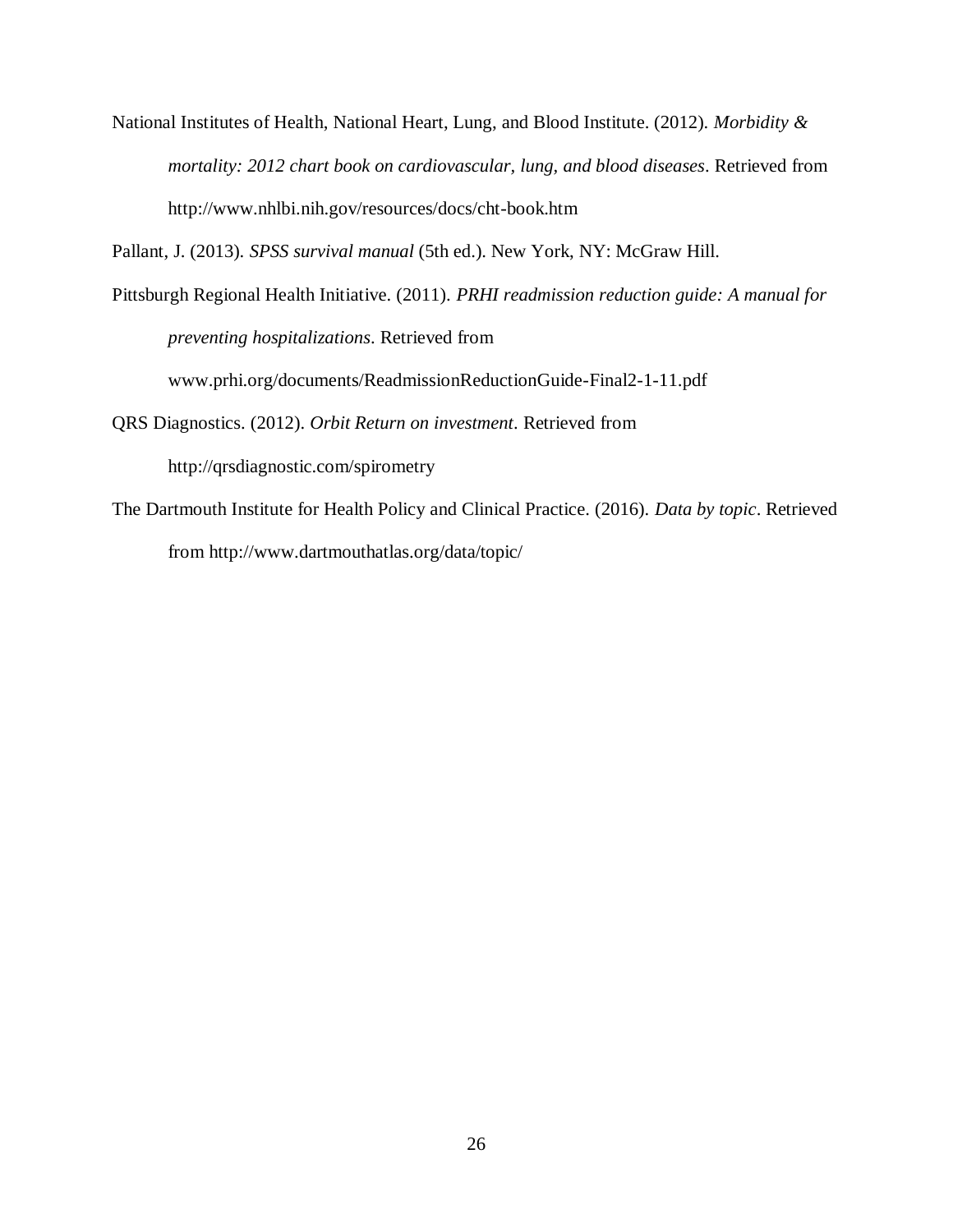National Institutes of Health, National Heart, Lung, and Blood Institute. (2012). *Morbidity & mortality: 2012 chart book on cardiovascular, lung, and blood diseases*. Retrieved from http://www.nhlbi.nih.gov/resources/docs/cht-book.htm

Pallant, J. (2013). *SPSS survival manual* (5th ed.). New York, NY: McGraw Hill.

Pittsburgh Regional Health Initiative. (2011). *PRHI readmission reduction guide: A manual for preventing hospitalizations*. Retrieved from www.prhi.org/documents/ReadmissionReductionGuide-Final2-1-11.pdf

QRS Diagnostics. (2012). *Orbit Return on investment*. Retrieved from http://qrsdiagnostic.com/spirometry

The Dartmouth Institute for Health Policy and Clinical Practice. (2016). *Data by topic*. Retrieved from http://www.dartmouthatlas.org/data/topic/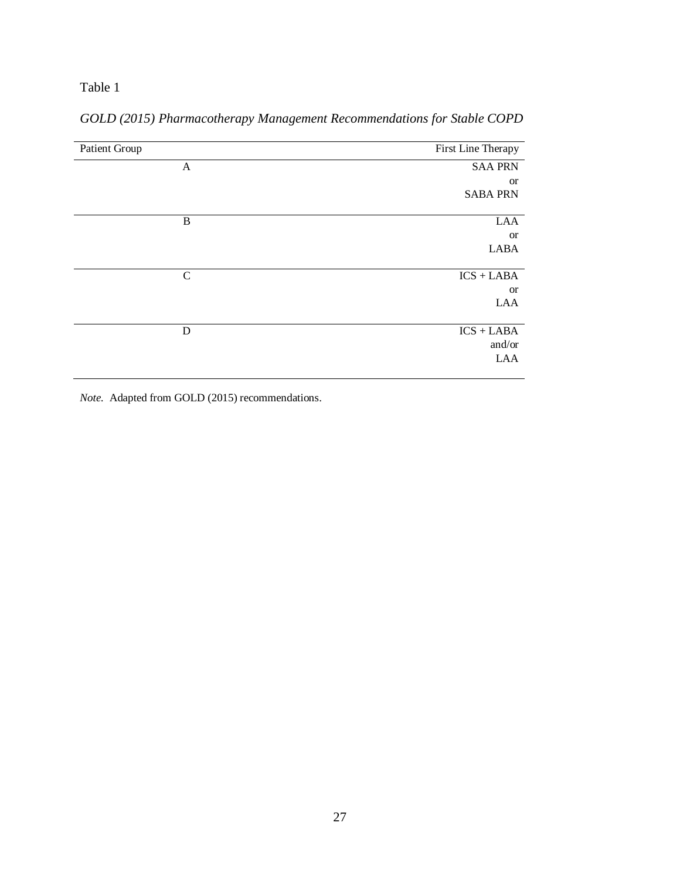Table 1

*GOLD (2015) Pharmacotherapy Management Recommendations for Stable COPD*

| Patient Group | First Line Therapy |
|---|---|
| A | SAA PRN<br>or<br>SABA PRN |
| B | LAA<br>or<br>LABA |
| C | ICS + LABA<br>or<br>LAA |
| D | ICS + LABA<br>and/or<br>LAA |

*Note.* Adapted from GOLD (2015) recommendations.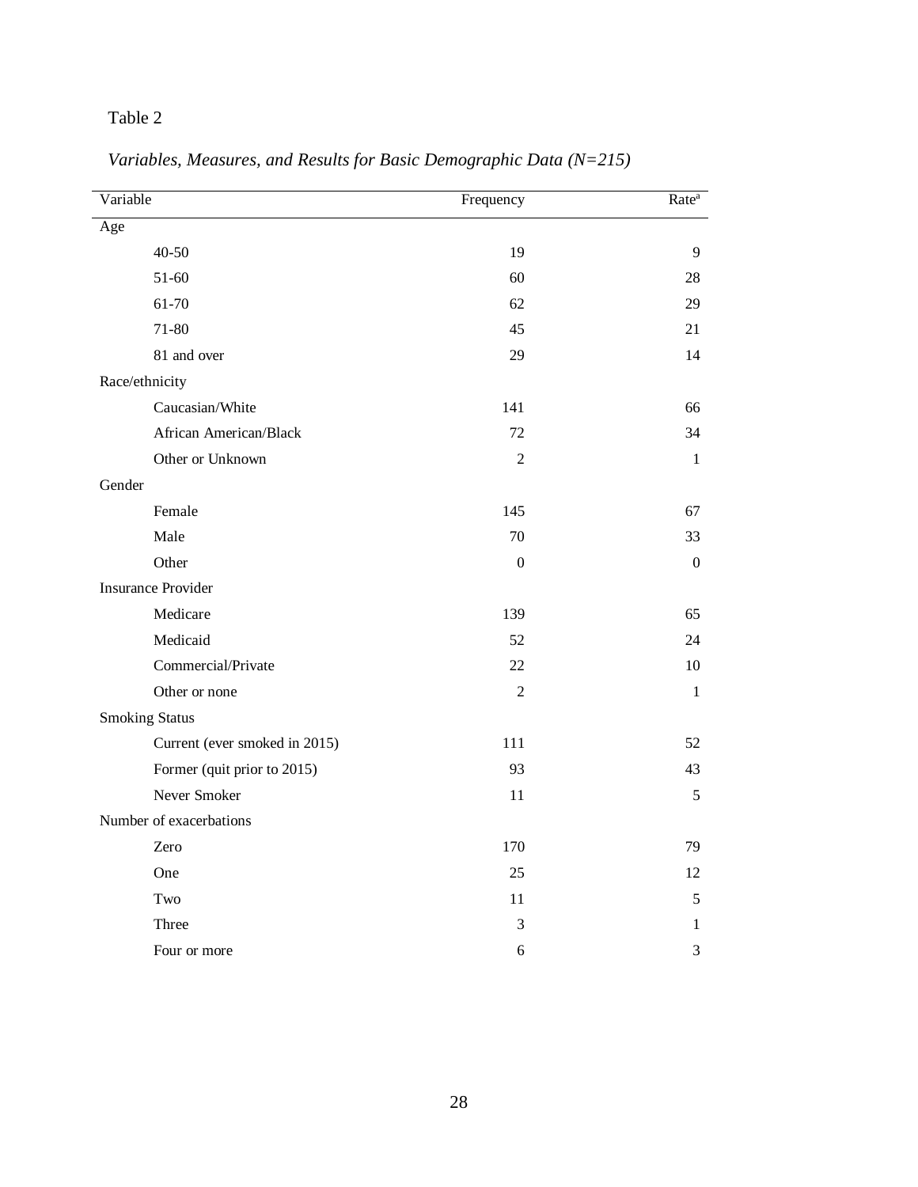Table 2

*Variables, Measures, and Results for Basic Demographic Data (N=215)*

| Variable | Frequency | Rate[a] |
|---|---|---|
| Age | | |
| 40-50 | 19 | 9 |
| 51-60 | 60 | 28 |
| 61-70 | 62 | 29 |
| 71-80 | 45 | 21 |
| 81 and over | 29 | 14 |
| Race/ethnicity | | |
| Caucasian/White | 141 | 66 |
| African American/Black | 72 | 34 |
| Other or Unknown | 2 | 1 |
| Gender | | |
| Female | 145 | 67 |
| Male | 70 | 33 |
| Other | 0 | 0 |
| Insurance Provider | | |
| Medicare | 139 | 65 |
| Medicaid | 52 | 24 |
| Commercial/Private | 22 | 10 |
| Other or none | 2 | 1 |
| Smoking Status | | |
| Current (ever smoked in 2015) | 111 | 52 |
| Former (quit prior to 2015) | 93 | 43 |
| Never Smoker | 11 | 5 |
| Number of exacerbations | | |
| Zero | 170 | 79 |
| One | 25 | 12 |
| Two | 11 | 5 |
| Three | 3 | 1 |
| Four or more | 6 | 3 |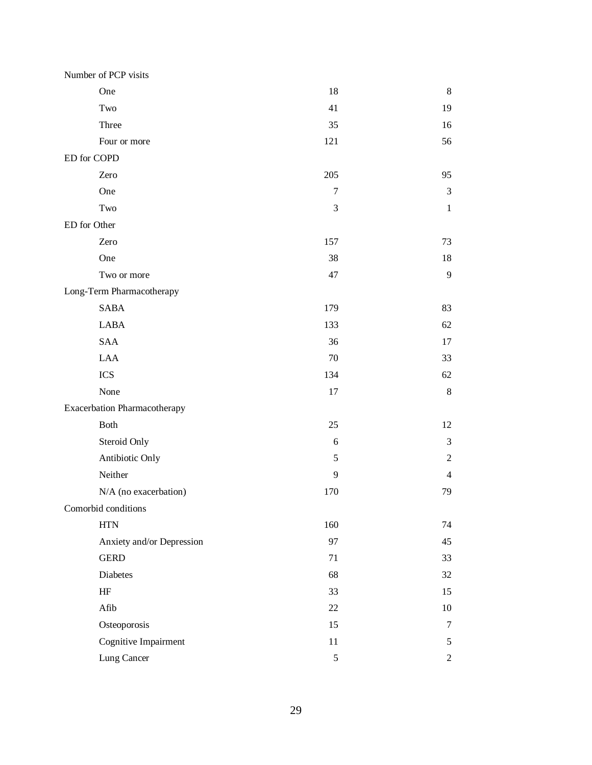| | | |
|---|---|---|
| Number of PCP visits | | |
| One | 18 | 8 |
| Two | 41 | 19 |
| Three | 35 | 16 |
| Four or more | 121 | 56 |
| ED for COPD | | |
| Zero | 205 | 95 |
| One | 7 | 3 |
| Two | 3 | 1 |
| ED for Other | | |
| Zero | 157 | 73 |
| One | 38 | 18 |
| Two or more | 47 | 9 |
| Long-Term Pharmacotherapy | | |
| SABA | 179 | 83 |
| LABA | 133 | 62 |
| SAA | 36 | 17 |
| LAA | 70 | 33 |
| ICS | 134 | 62 |
| None | 17 | 8 |
| Exacerbation Pharmacotherapy | | |
| Both | 25 | 12 |
| Steroid Only | 6 | 3 |
| Antibiotic Only | 5 | 2 |
| Neither | 9 | 4 |
| N/A (no exacerbation) | 170 | 79 |
| Comorbid conditions | | |
| HTN | 160 | 74 |
| Anxiety and/or Depression | 97 | 45 |
| GERD | 71 | 33 |
| Diabetes | 68 | 32 |
| HF | 33 | 15 |
| Afib | 22 | 10 |
| Osteoporosis | 15 | 7 |
| Cognitive Impairment | 11 | 5 |
| Lung Cancer | 5 | 2 |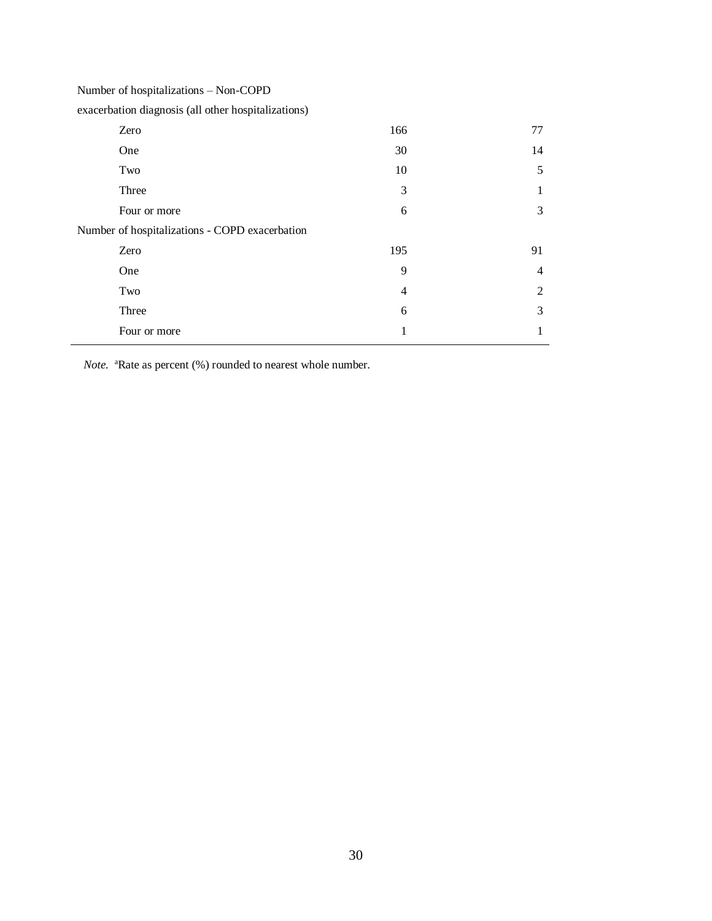| | | |
|---|---|---|
| Number of hospitalizations – Non-COPD exacerbation diagnosis (all other hospitalizations) | | |
| Zero | 166 | 77 |
| One | 30 | 14 |
| Two | 10 | 5 |
| Three | 3 | 1 |
| Four or more | 6 | 3 |
| Number of hospitalizations - COPD exacerbation | | |
| Zero | 195 | 91 |
| One | 9 | 4 |
| Two | 4 | 2 |
| Three | 6 | 3 |
| Four or more | 1 | 1 |

*Note.* [a]Rate as percent (%) rounded to nearest whole number.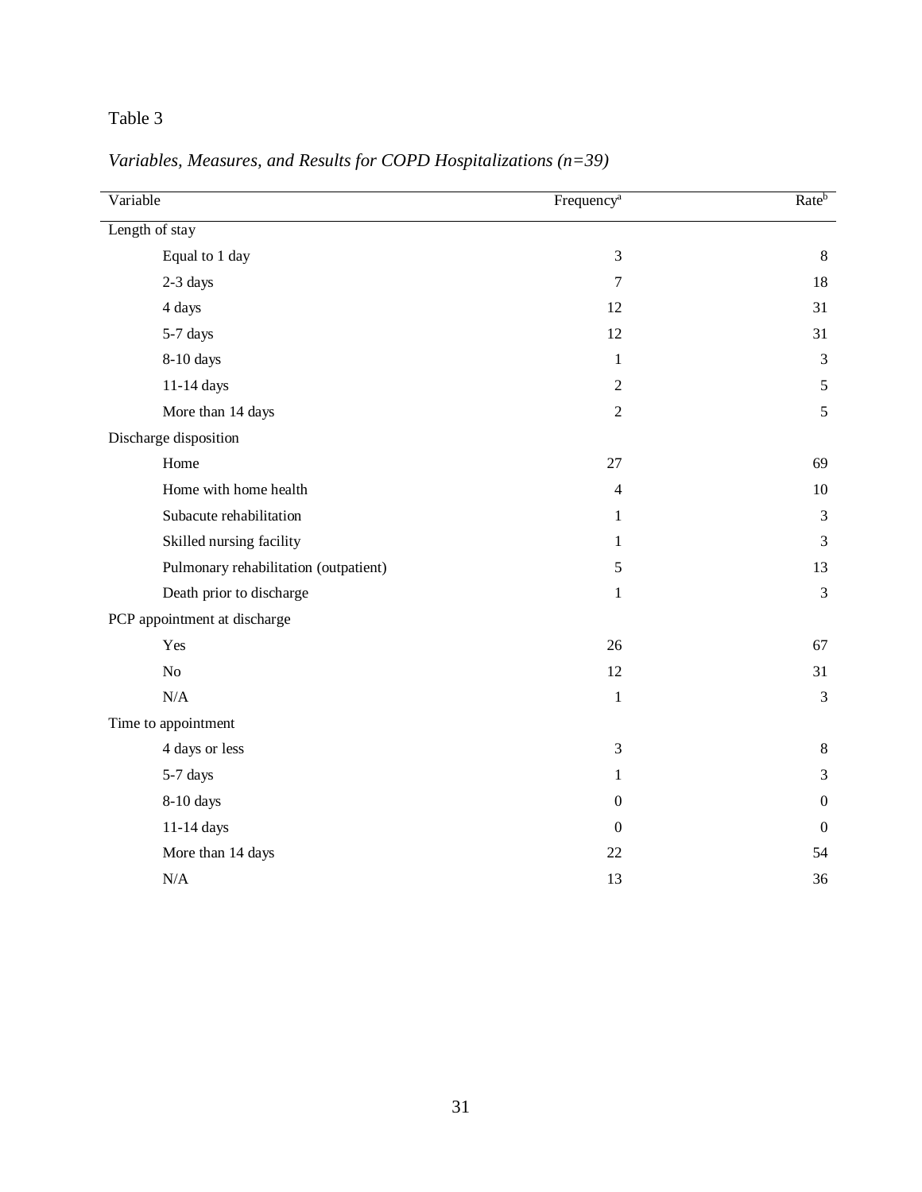Table 3

*Variables, Measures, and Results for COPD Hospitalizations (n=39)*

| Variable | Frequency[a] | Rate[b] |
|---|---|---|
| Length of stay | | |
| Equal to 1 day | 3 | 8 |
| 2-3 days | 7 | 18 |
| 4 days | 12 | 31 |
| 5-7 days | 12 | 31 |
| 8-10 days | 1 | 3 |
| 11-14 days | 2 | 5 |
| More than 14 days | 2 | 5 |
| Discharge disposition | | |
| Home | 27 | 69 |
| Home with home health | 4 | 10 |
| Subacute rehabilitation | 1 | 3 |
| Skilled nursing facility | 1 | 3 |
| Pulmonary rehabilitation (outpatient) | 5 | 13 |
| Death prior to discharge | 1 | 3 |
| PCP appointment at discharge | | |
| Yes | 26 | 67 |
| No | 12 | 31 |
| N/A | 1 | 3 |
| Time to appointment | | |
| 4 days or less | 3 | 8 |
| 5-7 days | 1 | 3 |
| 8-10 days | 0 | 0 |
| 11-14 days | 0 | 0 |
| More than 14 days | 22 | 54 |
| N/A | 13 | 36 |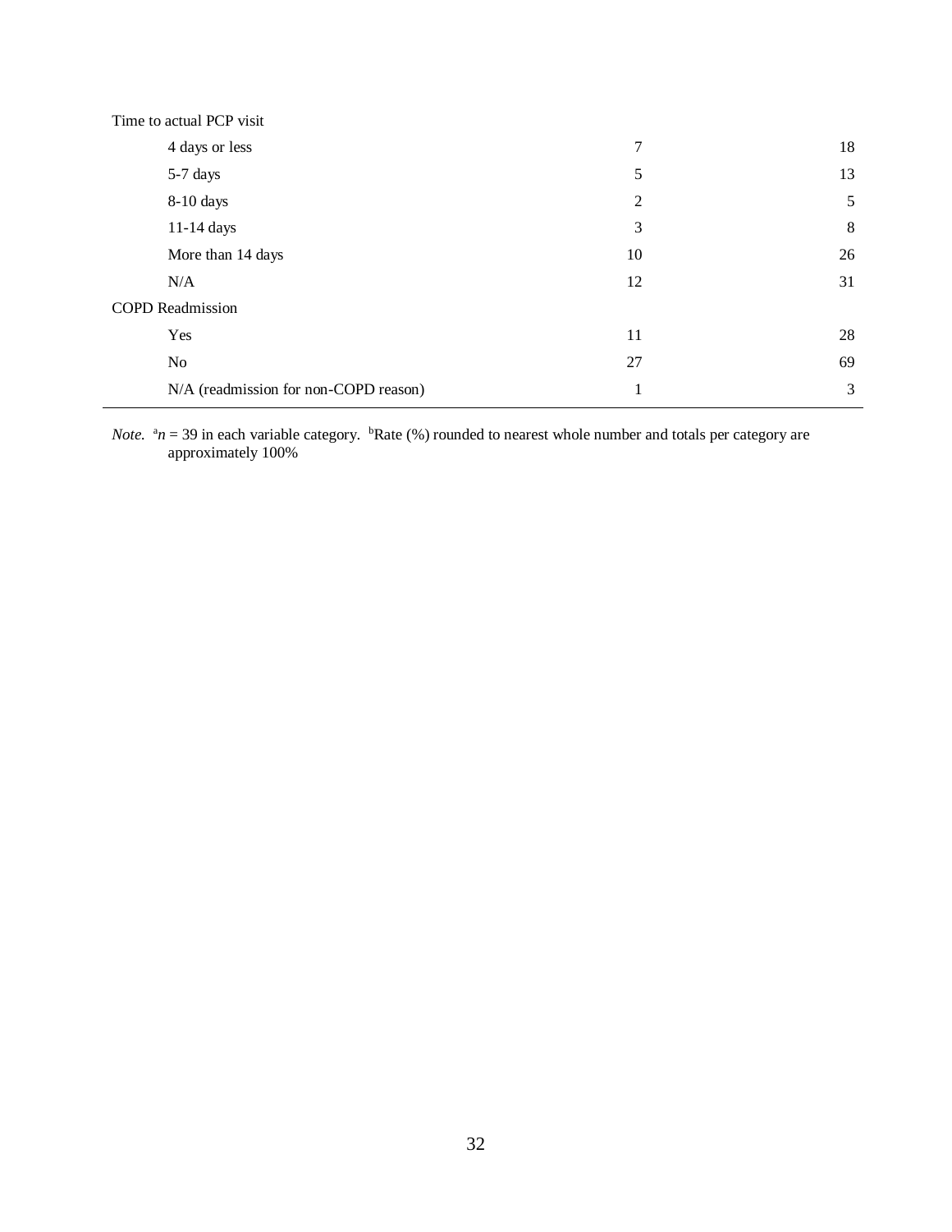| | | |
|---|---|---|
| Time to actual PCP visit | | |
| 4 days or less | 7 | 18 |
| 5-7 days | 5 | 13 |
| 8-10 days | 2 | 5 |
| 11-14 days | 3 | 8 |
| More than 14 days | 10 | 26 |
| N/A | 12 | 31 |
| COPD Readmission | | |
| Yes | 11 | 28 |
| No | 27 | 69 |
| N/A (readmission for non-COPD reason) | 1 | 3 |

*Note.* [a]$n$ = 39 in each variable category. [b]Rate (%) rounded to nearest whole number and totals per category are approximately 100%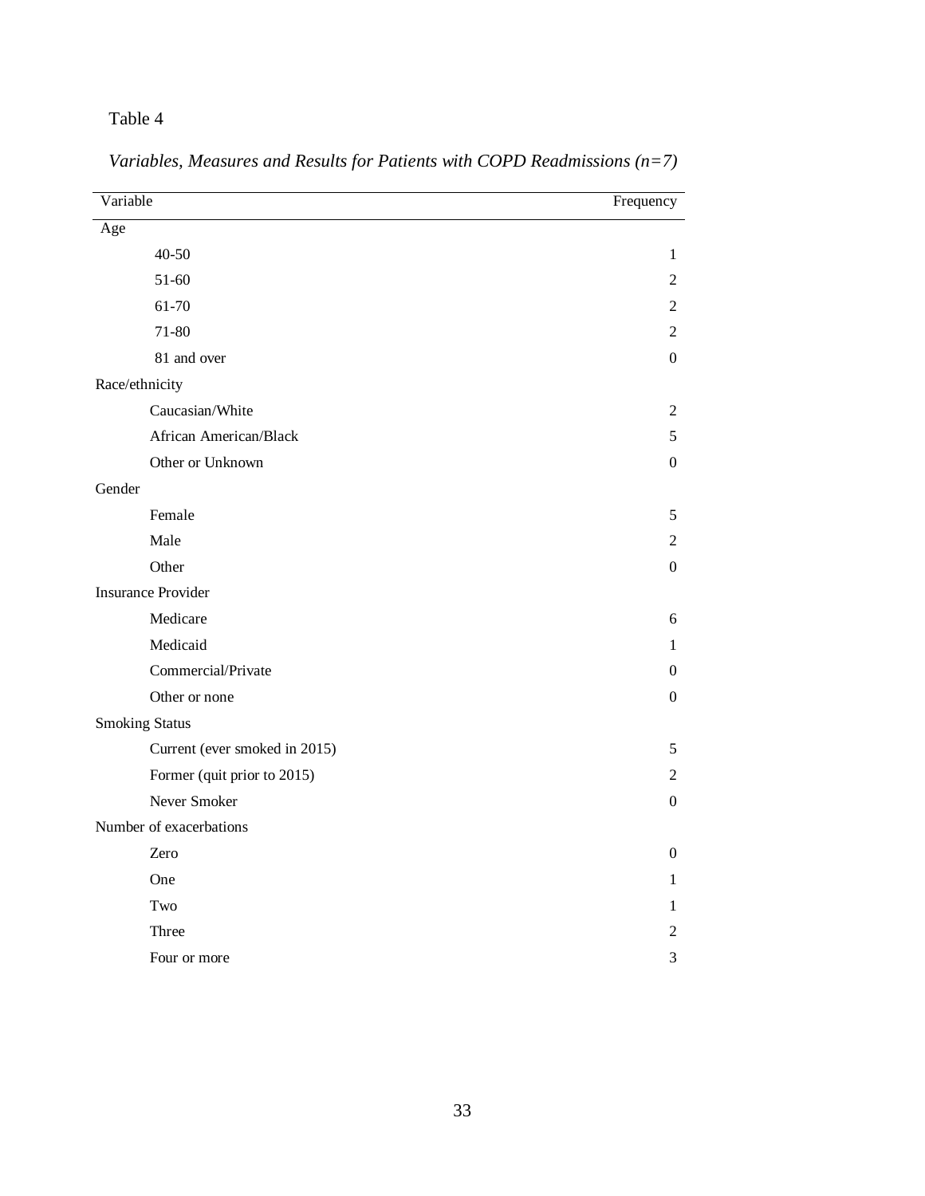Table 4

*Variables, Measures and Results for Patients with COPD Readmissions (n=7)*

| Variable | Frequency |
| --- | --- |
| Age | |
| 40-50 | 1 |
| 51-60 | 2 |
| 61-70 | 2 |
| 71-80 | 2 |
| 81 and over | 0 |
| Race/ethnicity | |
| Caucasian/White | 2 |
| African American/Black | 5 |
| Other or Unknown | 0 |
| Gender | |
| Female | 5 |
| Male | 2 |
| Other | 0 |
| Insurance Provider | |
| Medicare | 6 |
| Medicaid | 1 |
| Commercial/Private | 0 |
| Other or none | 0 |
| Smoking Status | |
| Current (ever smoked in 2015) | 5 |
| Former (quit prior to 2015) | 2 |
| Never Smoker | 0 |
| Number of exacerbations | |
| Zero | 0 |
| One | 1 |
| Two | 1 |
| Three | 2 |
| Four or more | 3 |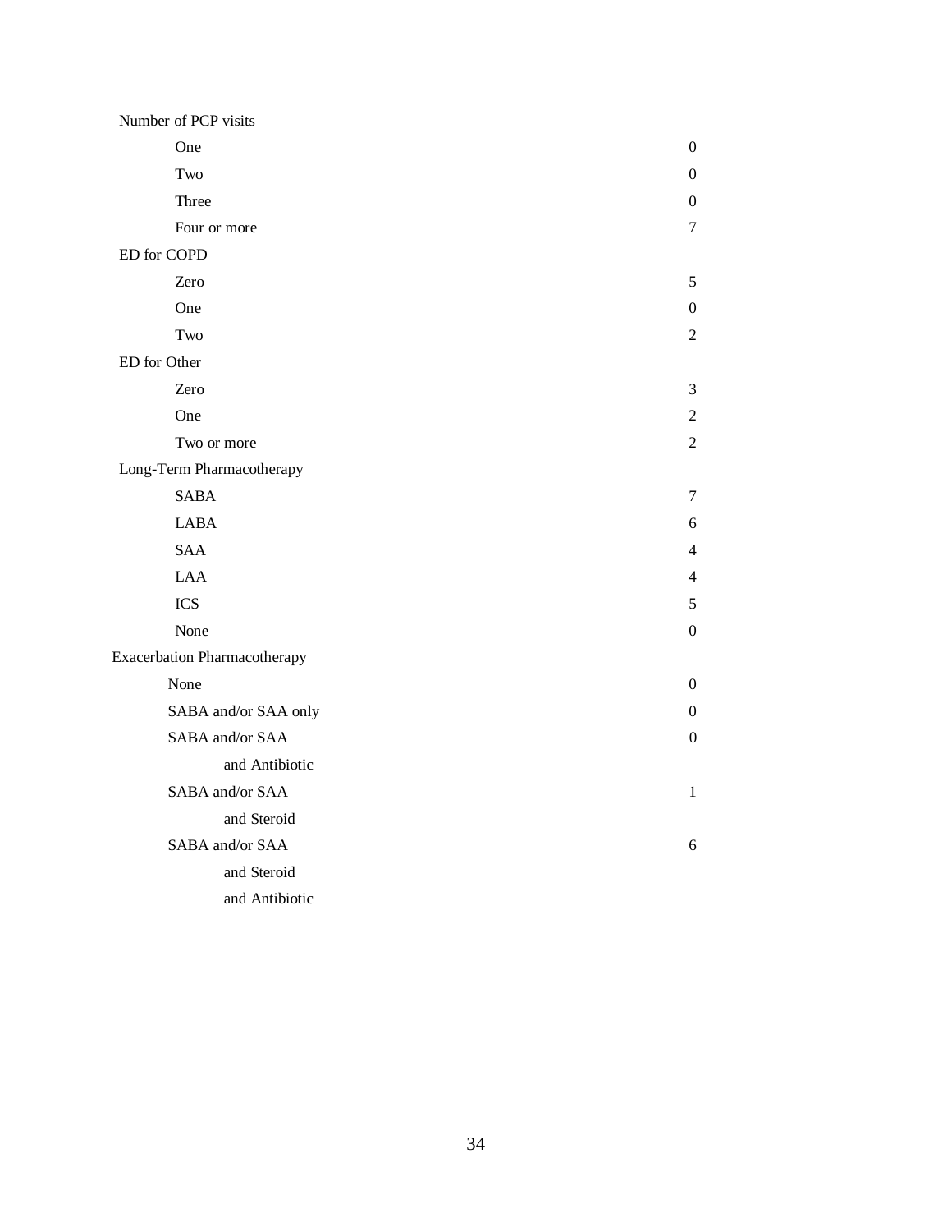| | |
|---|---|
| Number of PCP visits | |
| One | 0 |
| Two | 0 |
| Three | 0 |
| Four or more | 7 |
| ED for COPD | |
| Zero | 5 |
| One | 0 |
| Two | 2 |
| ED for Other | |
| Zero | 3 |
| One | 2 |
| Two or more | 2 |
| Long-Term Pharmacotherapy | |
| SABA | 7 |
| LABA | 6 |
| SAA | 4 |
| LAA | 4 |
| ICS | 5 |
| None | 0 |
| Exacerbation Pharmacotherapy | |
| None | 0 |
| SABA and/or SAA only | 0 |
| SABA and/or SAA and Antibiotic | 0 |
| SABA and/or SAA and Steroid | 1 |
| SABA and/or SAA and Steroid and Antibiotic | 6 |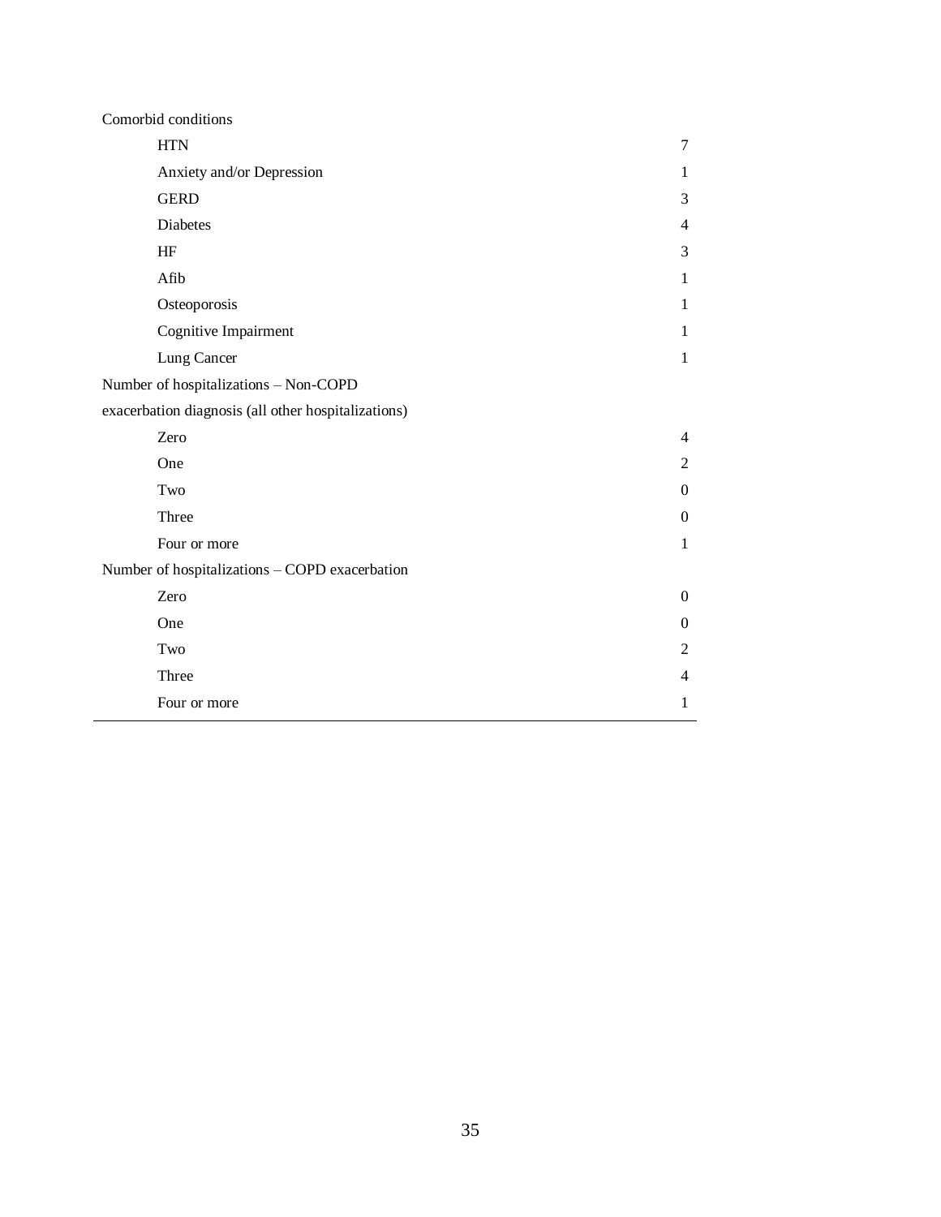| | |
|---|---|
| Comorbid conditions | |
| HTN | 7 |
| Anxiety and/or Depression | 1 |
| GERD | 3 |
| Diabetes | 4 |
| HF | 3 |
| Afib | 1 |
| Osteoporosis | 1 |
| Cognitive Impairment | 1 |
| Lung Cancer | 1 |
| Number of hospitalizations – Non-COPD exacerbation diagnosis (all other hospitalizations) | |
| Zero | 4 |
| One | 2 |
| Two | 0 |
| Three | 0 |
| Four or more | 1 |
| Number of hospitalizations – COPD exacerbation | |
| Zero | 0 |
| One | 0 |
| Two | 2 |
| Three | 4 |
| Four or more | 1 |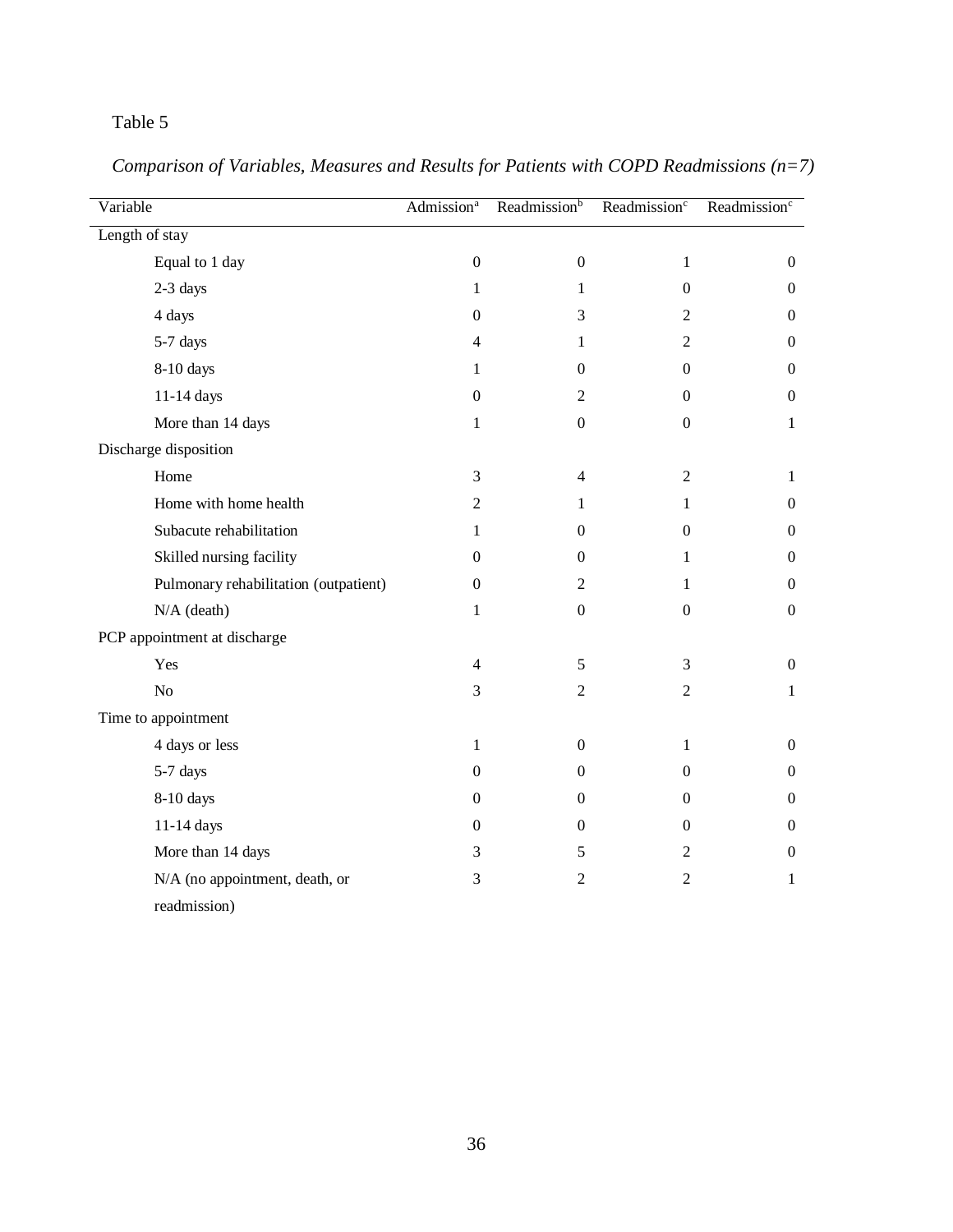Table 5

*Comparison of Variables, Measures and Results for Patients with COPD Readmissions (n=7)*

| Variable | Admission[a] | Readmission[b] | Readmission[c] | Readmission[c] |
|---|---|---|---|---|
| Length of stay | | | | |
| Equal to 1 day | 0 | 0 | 1 | 0 |
| 2-3 days | 1 | 1 | 0 | 0 |
| 4 days | 0 | 3 | 2 | 0 |
| 5-7 days | 4 | 1 | 2 | 0 |
| 8-10 days | 1 | 0 | 0 | 0 |
| 11-14 days | 0 | 2 | 0 | 0 |
| More than 14 days | 1 | 0 | 0 | 1 |
| Discharge disposition | | | | |
| Home | 3 | 4 | 2 | 1 |
| Home with home health | 2 | 1 | 1 | 0 |
| Subacute rehabilitation | 1 | 0 | 0 | 0 |
| Skilled nursing facility | 0 | 0 | 1 | 0 |
| Pulmonary rehabilitation (outpatient) | 0 | 2 | 1 | 0 |
| N/A (death) | 1 | 0 | 0 | 0 |
| PCP appointment at discharge | | | | |
| Yes | 4 | 5 | 3 | 0 |
| No | 3 | 2 | 2 | 1 |
| Time to appointment | | | | |
| 4 days or less | 1 | 0 | 1 | 0 |
| 5-7 days | 0 | 0 | 0 | 0 |
| 8-10 days | 0 | 0 | 0 | 0 |
| 11-14 days | 0 | 0 | 0 | 0 |
| More than 14 days | 3 | 5 | 2 | 0 |
| N/A (no appointment, death, or readmission) | 3 | 2 | 2 | 1 |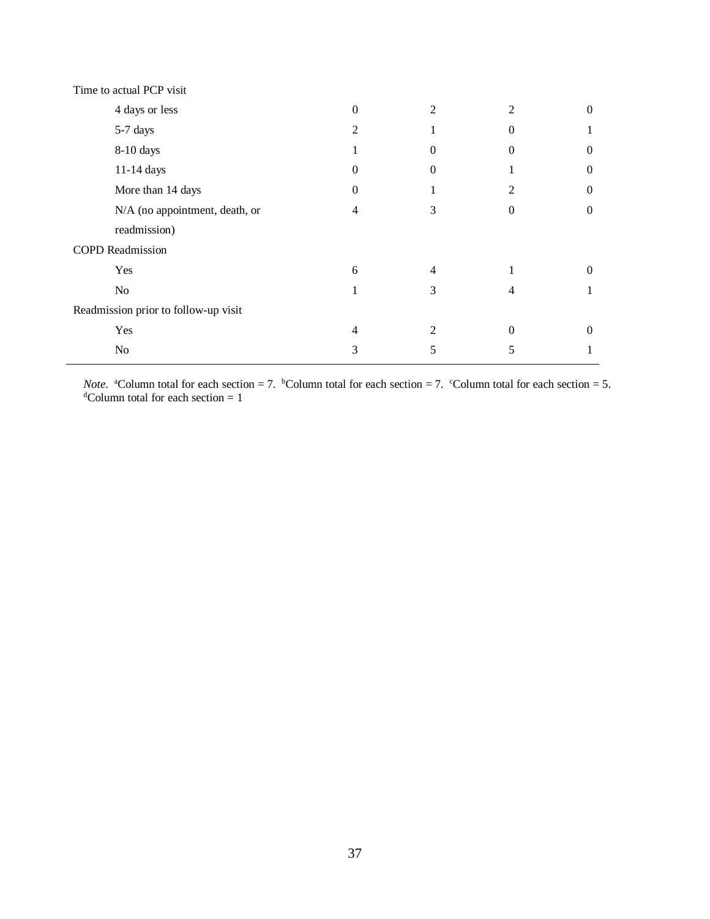| | | | | |
|---|---|---|---|---|
| Time to actual PCP visit | | | | |
| 4 days or less | 0 | 2 | 2 | 0 |
| 5-7 days | 2 | 1 | 0 | 1 |
| 8-10 days | 1 | 0 | 0 | 0 |
| 11-14 days | 0 | 0 | 1 | 0 |
| More than 14 days | 0 | 1 | 2 | 0 |
| N/A (no appointment, death, or readmission) | 4 | 3 | 0 | 0 |
| COPD Readmission | | | | |
| Yes | 6 | 4 | 1 | 0 |
| No | 1 | 3 | 4 | 1 |
| Readmission prior to follow-up visit | | | | |
| Yes | 4 | 2 | 0 | 0 |
| No | 3 | 5 | 5 | 1 |

*Note*. [a]Column total for each section = 7. [b]Column total for each section = 7. [c]Column total for each section = 5. [d]Column total for each section = 1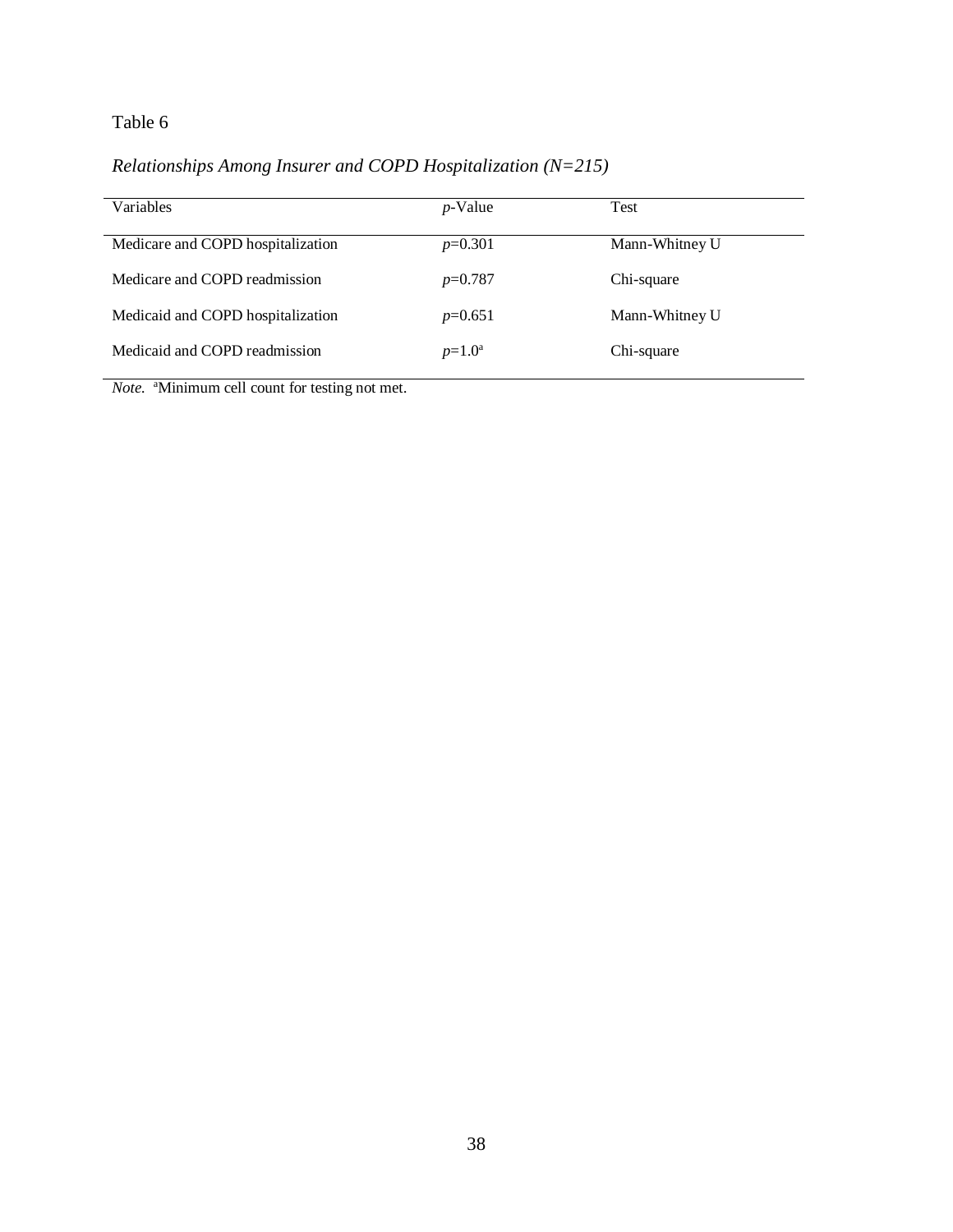Table 6

*Relationships Among Insurer and COPD Hospitalization (N=215)*

| Variables | $p$-Value | Test |
|---|---|---|
| Medicare and COPD hospitalization | $p$=0.301 | Mann-Whitney U |
| Medicare and COPD readmission | $p$=0.787 | Chi-square |
| Medicaid and COPD hospitalization | $p$=0.651 | Mann-Whitney U |
| Medicaid and COPD readmission | $p$=1.0[a] | Chi-square |

*Note.* [a]Minimum cell count for testing not met.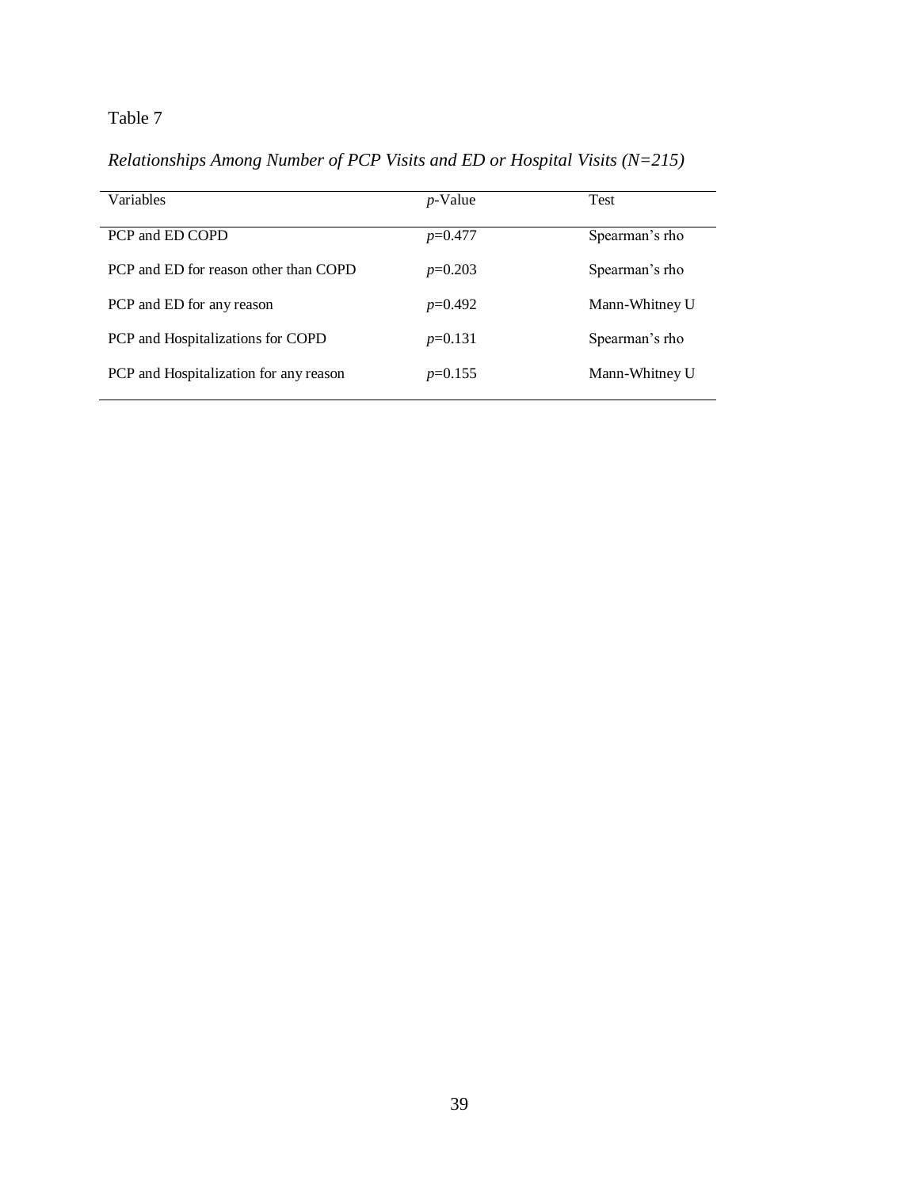Table 7

*Relationships Among Number of PCP Visits and ED or Hospital Visits (N=215)*

| Variables | *p*-Value | Test |
|---|---|---|
| PCP and ED COPD | $p=0.477$ | Spearman's rho |
| PCP and ED for reason other than COPD | $p=0.203$ | Spearman's rho |
| PCP and ED for any reason | $p=0.492$ | Mann-Whitney U |
| PCP and Hospitalizations for COPD | $p=0.131$ | Spearman's rho |
| PCP and Hospitalization for any reason | $p=0.155$ | Mann-Whitney U |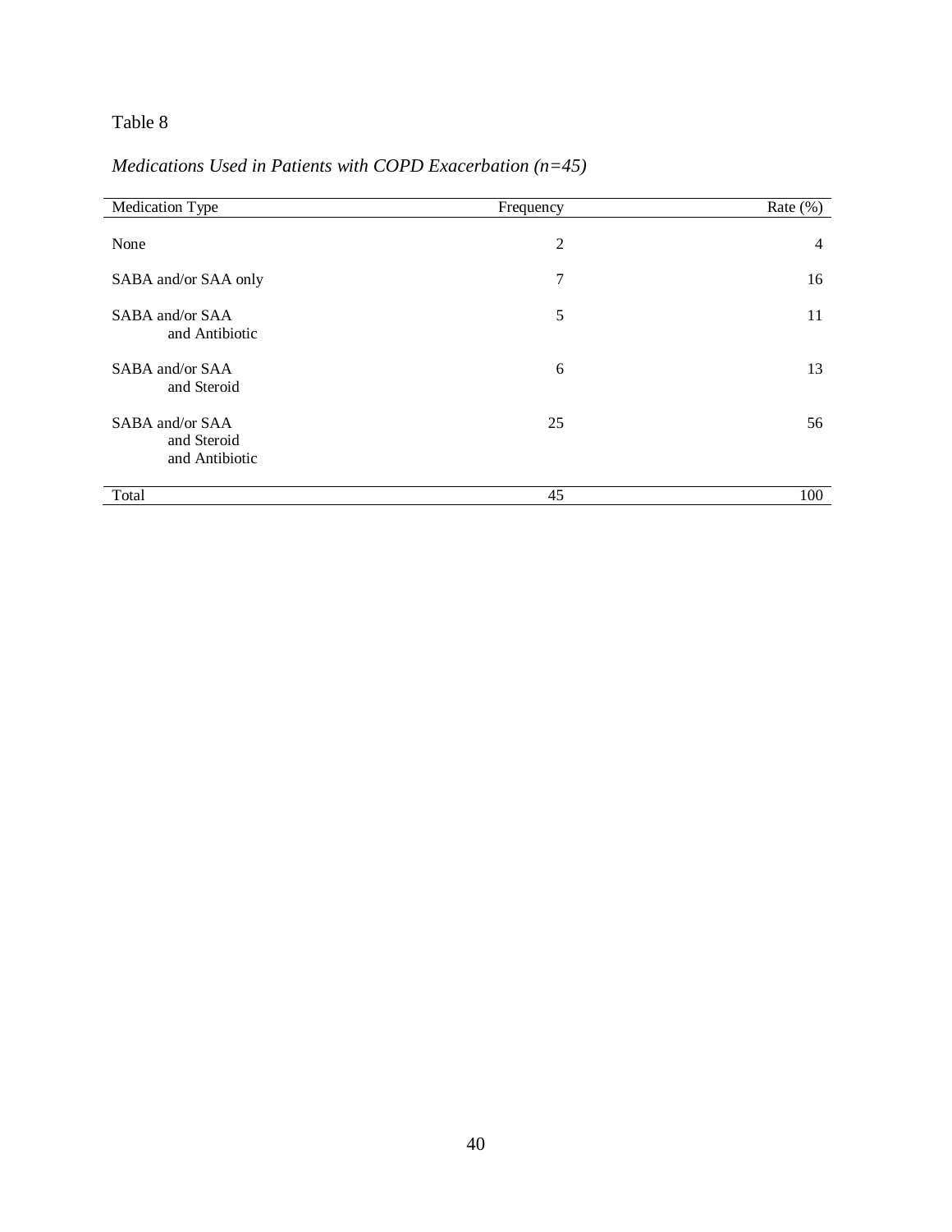Table 8

*Medications Used in Patients with COPD Exacerbation (n=45)*

| Medication Type | Frequency | Rate (%) |
|---|---|---|
| None | 2 | 4 |
| SABA and/or SAA only | 7 | 16 |
| SABA and/or SAA and Antibiotic | 5 | 11 |
| SABA and/or SAA and Steroid | 6 | 13 |
| SABA and/or SAA and Steroid and Antibiotic | 25 | 56 |
| Total | 45 | 100 |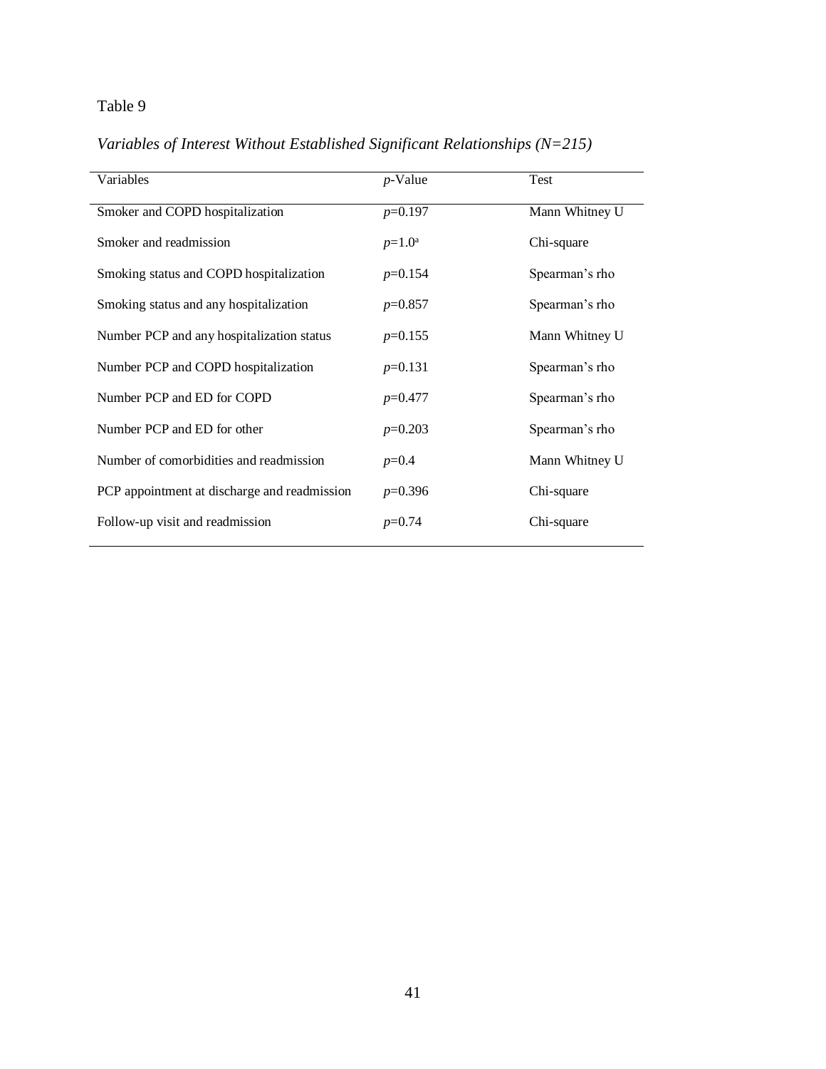Table 9

*Variables of Interest Without Established Significant Relationships (N=215)*

| Variables | *p*-Value | Test |
|---|---|---|
| Smoker and COPD hospitalization | *p*=0.197 | Mann Whitney U |
| Smoker and readmission | *p*=1.0[a] | Chi-square |
| Smoking status and COPD hospitalization | *p*=0.154 | Spearman's rho |
| Smoking status and any hospitalization | *p*=0.857 | Spearman's rho |
| Number PCP and any hospitalization status | *p*=0.155 | Mann Whitney U |
| Number PCP and COPD hospitalization | *p*=0.131 | Spearman's rho |
| Number PCP and ED for COPD | *p*=0.477 | Spearman's rho |
| Number PCP and ED for other | *p*=0.203 | Spearman's rho |
| Number of comorbidities and readmission | *p*=0.4 | Mann Whitney U |
| PCP appointment at discharge and readmission | *p*=0.396 | Chi-square |
| Follow-up visit and readmission | *p*=0.74 | Chi-square |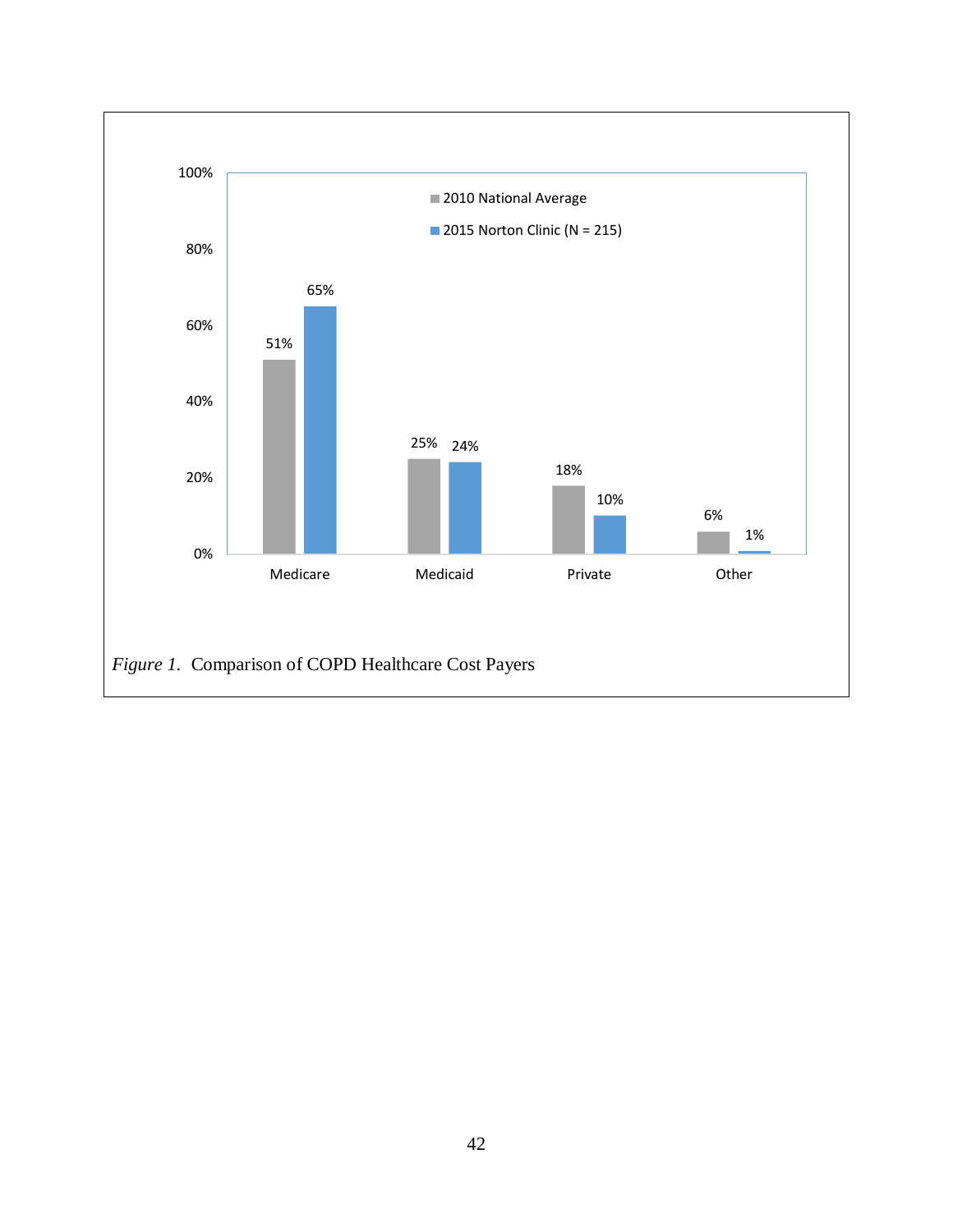| | Medicare | Medicaid | Private | Other |
|---|---|---|---|---|
| 2010 National Average | 51% | 25% | 18% | 6% |
| 2015 Norton Clinic (N = 215) | 65% | 24% | 10% | 1% |

*Figure 1*. Comparison of COPD Healthcare Cost Payers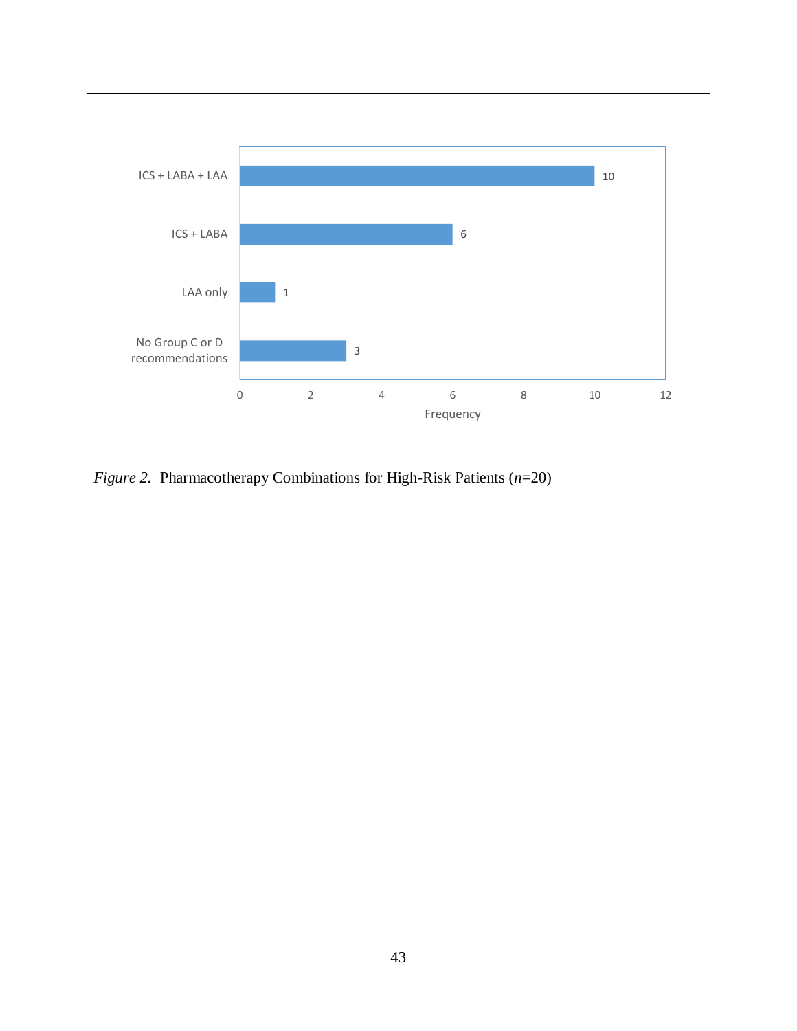| Pharmacotherapy Combination | Frequency |
| --- | --- |
| ICS + LABA + LAA | 10 |
| ICS + LABA | 6 |
| LAA only | 1 |
| No Group C or D recommendations | 3 |

*Figure 2*. Pharmacotherapy Combinations for High-Risk Patients (*n*=20)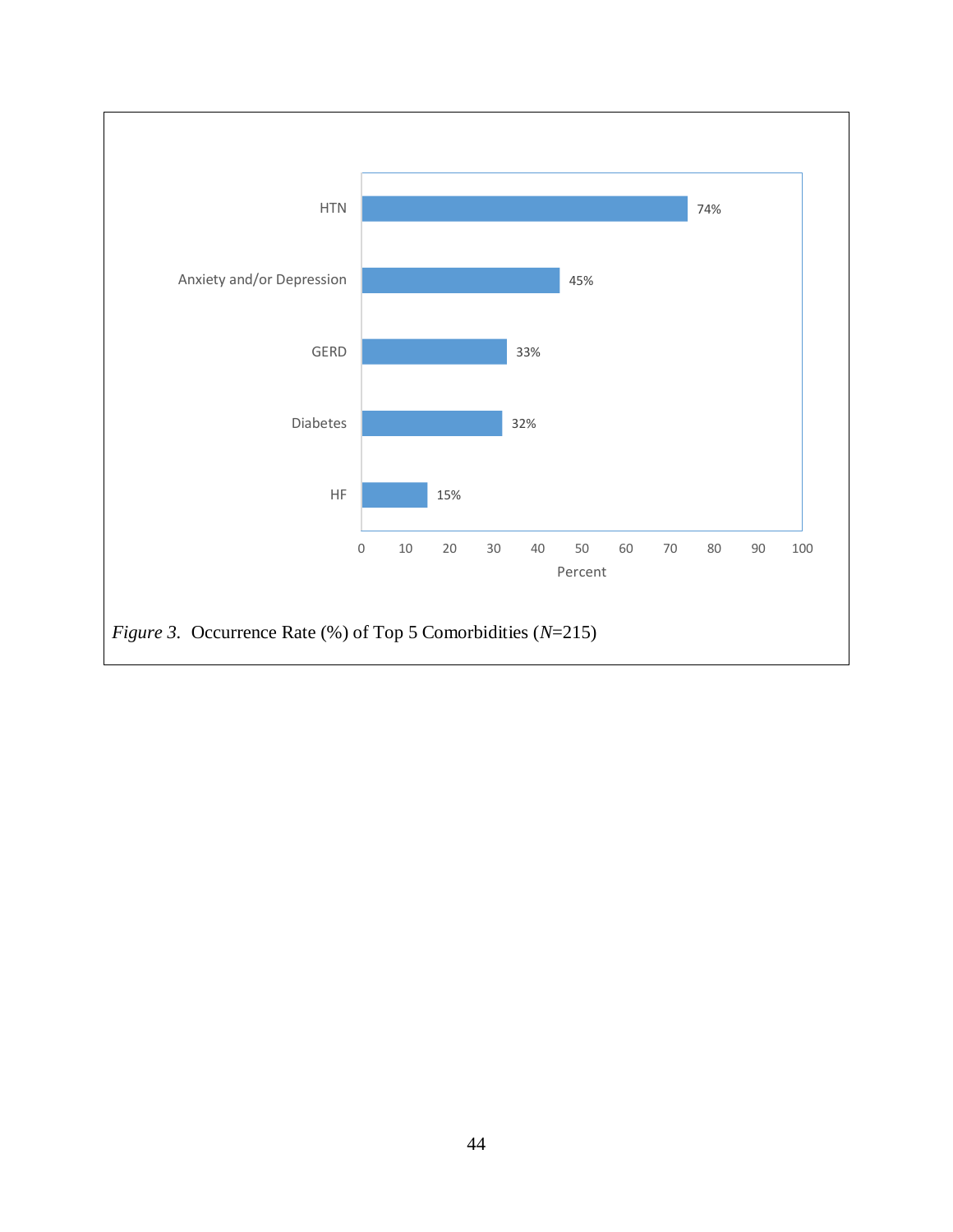| Comorbidity | Percent |
|---|---|
| HTN | 74% |
| Anxiety and/or Depression | 45% |
| GERD | 33% |
| Diabetes | 32% |
| HF | 15% |

*Figure 3*. Occurrence Rate (%) of Top 5 Comorbidities (*N*=215)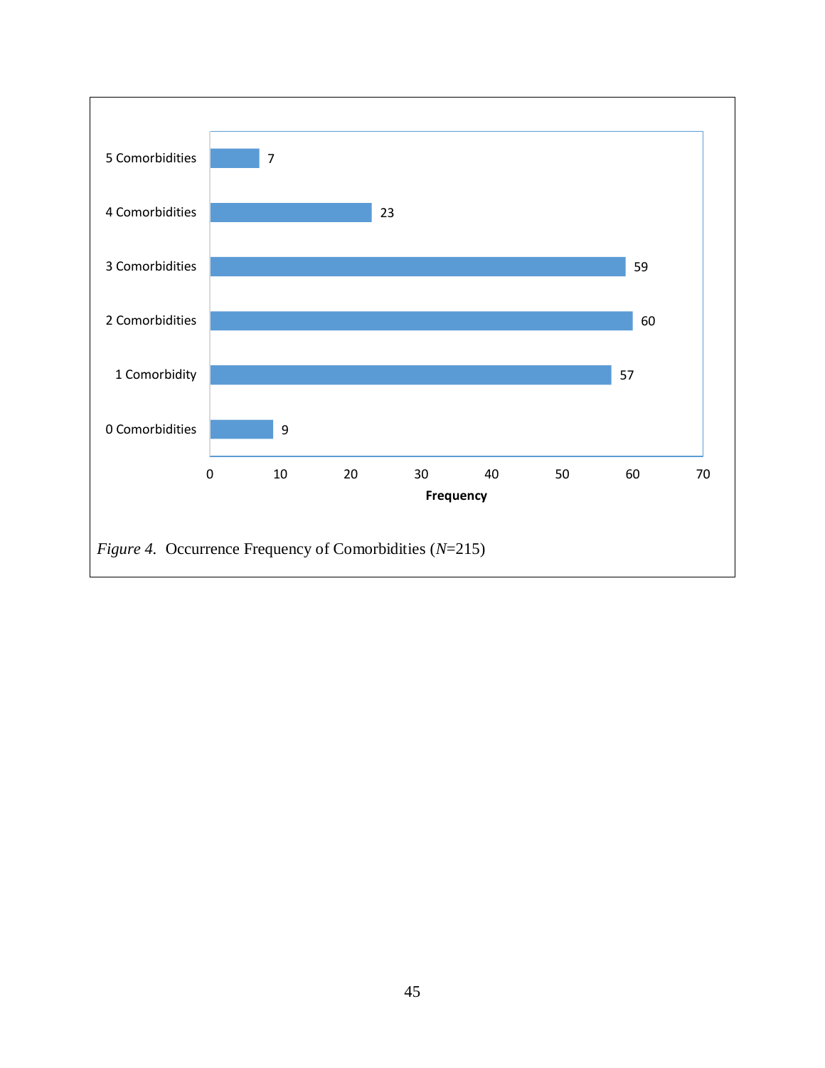| Category | Frequency |
|---|---|
| 5 Comorbidities | 7 |
| 4 Comorbidities | 23 |
| 3 Comorbidities | 59 |
| 2 Comorbidities | 60 |
| 1 Comorbidity | 57 |
| 0 Comorbidities | 9 |

*Figure 4.* Occurrence Frequency of Comorbidities (*N*=215)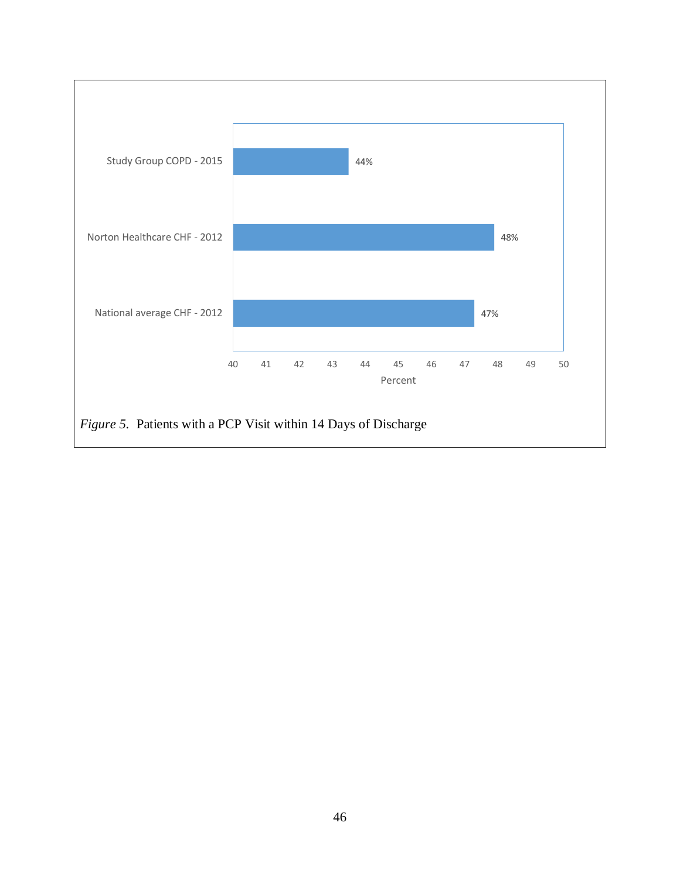Study Group COPD - 2015

44%

Norton Healthcare CHF - 2012

48%

National average CHF - 2012

47%

40 41 42 43 44 45 46 47 48 49 50

Percent

*Figure 5.* Patients with a PCP Visit within 14 Days of Discharge